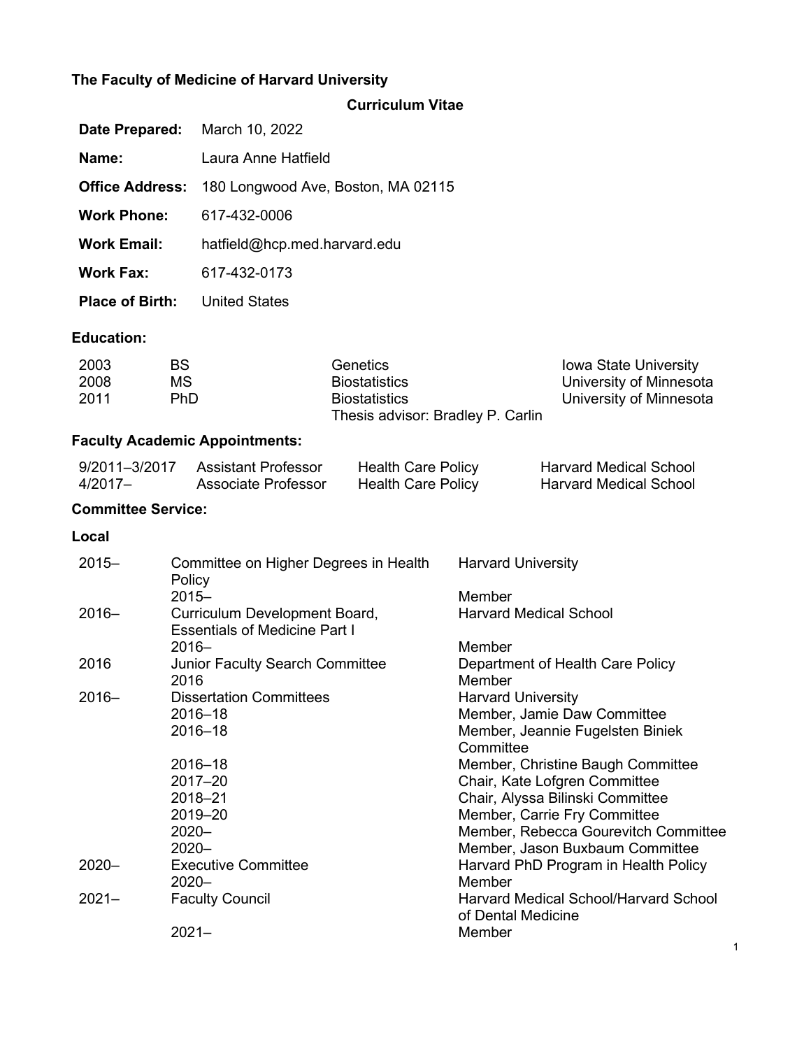**The Faculty of Medicine of Harvard University**

**Curriculum Vitae**

| | |
|---|---|
| **Date Prepared:** | March 10, 2022 |
| **Name:** | Laura Anne Hatfield |
| **Office Address:** | 180 Longwood Ave, Boston, MA 02115 |
| **Work Phone:** | 617-432-0006 |
| **Work Email:** | hatfield@hcp.med.harvard.edu |
| **Work Fax:** | 617-432-0173 |
| **Place of Birth:** | United States |

## Education:

| | | | |
|---|---|---|---|
| 2003 | BS | Genetics | Iowa State University |
| 2008 | MS | Biostatistics | University of Minnesota |
| 2011 | PhD | Biostatistics<br>Thesis advisor: Bradley P. Carlin | University of Minnesota |

## Faculty Academic Appointments:

| | | | |
|---|---|---|---|
| 9/2011–3/2017 | Assistant Professor | Health Care Policy | Harvard Medical School |
| 4/2017– | Associate Professor | Health Care Policy | Harvard Medical School |

## Committee Service:

### Local

| | | |
|---|---|---|
| 2015– | Committee on Higher Degrees in Health Policy | Harvard University |
| | 2015– | Member |
| 2016– | Curriculum Development Board, Essentials of Medicine Part I | Harvard Medical School |
| | 2016– | Member |
| 2016 | Junior Faculty Search Committee | Department of Health Care Policy |
| | 2016 | Member |
| 2016– | Dissertation Committees | Harvard University |
| | 2016–18 | Member, Jamie Daw Committee |
| | 2016–18 | Member, Jeannie Fugelsten Biniek Committee |
| | 2016–18 | Member, Christine Baugh Committee |
| | 2017–20 | Chair, Kate Lofgren Committee |
| | 2018–21 | Chair, Alyssa Bilinski Committee |
| | 2019–20 | Member, Carrie Fry Committee |
| | 2020– | Member, Rebecca Gourevitch Committee |
| | 2020– | Member, Jason Buxbaum Committee |
| 2020– | Executive Committee | Harvard PhD Program in Health Policy |
| | 2020– | Member |
| 2021– | Faculty Council | Harvard Medical School/Harvard School of Dental Medicine |
| | 2021– | Member |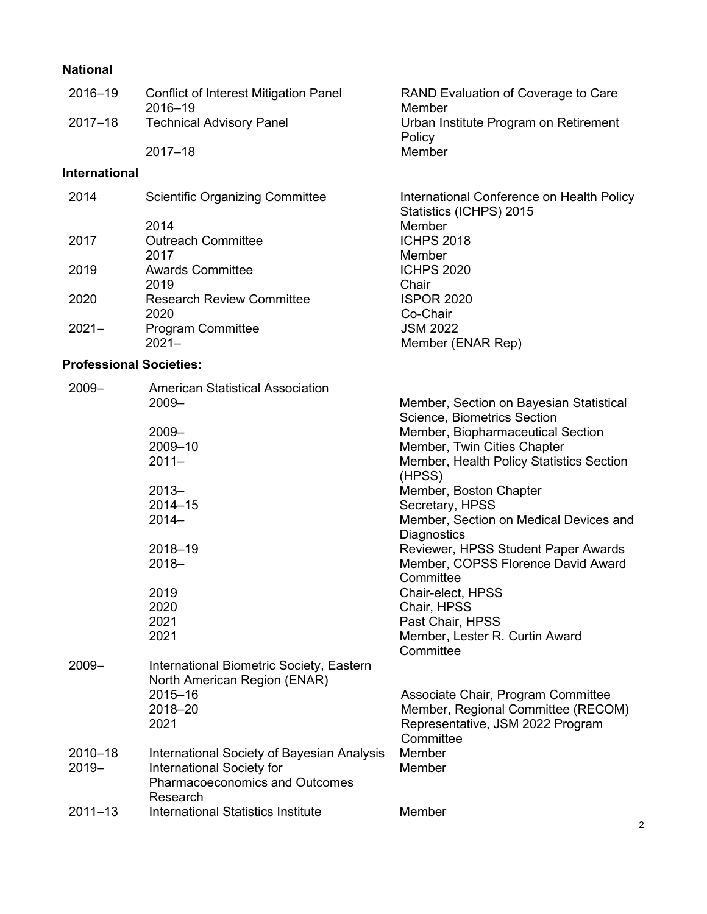### National

| | | |
|---|---|---|
| 2016–19 | Conflict of Interest Mitigation Panel | RAND Evaluation of Coverage to Care |
| | 2016–19 | Member |
| 2017–18 | Technical Advisory Panel | Urban Institute Program on Retirement Policy |
| | 2017–18 | Member |

### International

| | | |
|---|---|---|
| 2014 | Scientific Organizing Committee | International Conference on Health Policy Statistics (ICHPS) 2015 |
| | 2014 | Member |
| 2017 | Outreach Committee | ICHPS 2018 |
| | 2017 | Member |
| 2019 | Awards Committee | ICHPS 2020 |
| | 2019 | Chair |
| 2020 | Research Review Committee | ISPOR 2020 |
| | 2020 | Co-Chair |
| 2021– | Program Committee | JSM 2022 |
| | 2021– | Member (ENAR Rep) |

### Professional Societies:

| | | |
|---|---|---|
| 2009– | American Statistical Association | |
| | 2009– | Member, Section on Bayesian Statistical Science, Biometrics Section |
| | 2009– | Member, Biopharmaceutical Section |
| | 2009–10 | Member, Twin Cities Chapter |
| | 2011– | Member, Health Policy Statistics Section (HPSS) |
| | 2013– | Member, Boston Chapter |
| | 2014–15 | Secretary, HPSS |
| | 2014– | Member, Section on Medical Devices and Diagnostics |
| | 2018–19 | Reviewer, HPSS Student Paper Awards |
| | 2018– | Member, COPSS Florence David Award Committee |
| | 2019 | Chair-elect, HPSS |
| | 2020 | Chair, HPSS |
| | 2021 | Past Chair, HPSS |
| | 2021 | Member, Lester R. Curtin Award Committee |
| 2009– | International Biometric Society, Eastern North American Region (ENAR) | |
| | 2015–16 | Associate Chair, Program Committee |
| | 2018–20 | Member, Regional Committee (RECOM) |
| | 2021 | Representative, JSM 2022 Program Committee |
| 2010–18 | International Society of Bayesian Analysis | Member |
| 2019– | International Society for Pharmacoeconomics and Outcomes Research | Member |
| 2011–13 | International Statistics Institute | Member |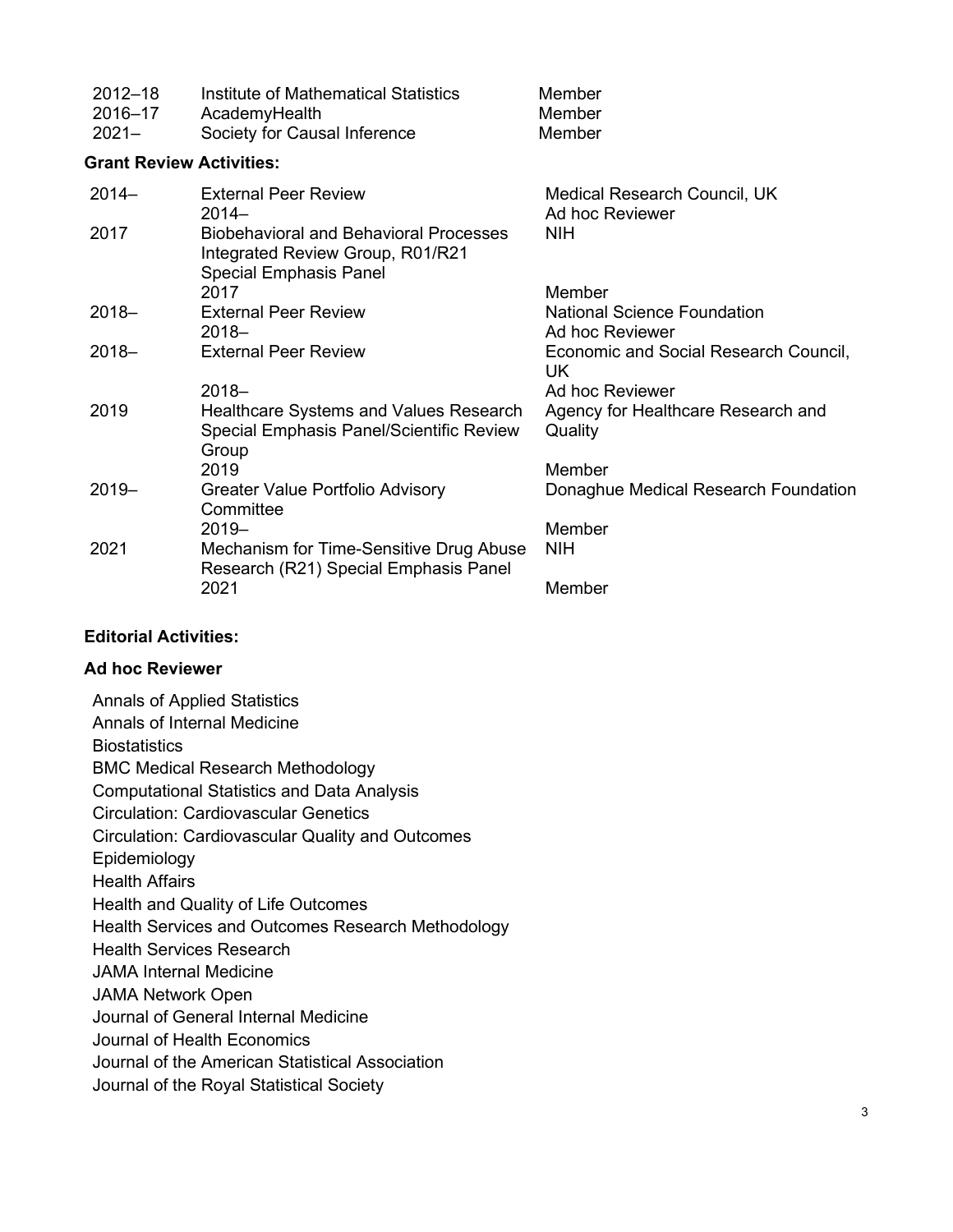| | | |
|---|---|---|
| 2012–18 | Institute of Mathematical Statistics | Member |
| 2016–17 | AcademyHealth | Member |
| 2021– | Society for Causal Inference | Member |

**Grant Review Activities:**

| | | |
|---|---|---|
| 2014– | External Peer Review | Medical Research Council, UK |
| | 2014– | Ad hoc Reviewer |
| 2017 | Biobehavioral and Behavioral Processes Integrated Review Group, R01/R21 Special Emphasis Panel | NIH |
| | 2017 | Member |
| 2018– | External Peer Review | National Science Foundation |
| | 2018– | Ad hoc Reviewer |
| 2018– | External Peer Review | Economic and Social Research Council, UK |
| | 2018– | Ad hoc Reviewer |
| 2019 | Healthcare Systems and Values Research Special Emphasis Panel/Scientific Review Group | Agency for Healthcare Research and Quality |
| | 2019 | Member |
| 2019– | Greater Value Portfolio Advisory Committee | Donaghue Medical Research Foundation |
| | 2019– | Member |
| 2021 | Mechanism for Time-Sensitive Drug Abuse Research (R21) Special Emphasis Panel | NIH |
| | 2021 | Member |

**Editorial Activities:**

**Ad hoc Reviewer**

Annals of Applied Statistics
Annals of Internal Medicine
Biostatistics
BMC Medical Research Methodology
Computational Statistics and Data Analysis
Circulation: Cardiovascular Genetics
Circulation: Cardiovascular Quality and Outcomes
Epidemiology
Health Affairs
Health and Quality of Life Outcomes
Health Services and Outcomes Research Methodology
Health Services Research
JAMA Internal Medicine
JAMA Network Open
Journal of General Internal Medicine
Journal of Health Economics
Journal of the American Statistical Association
Journal of the Royal Statistical Society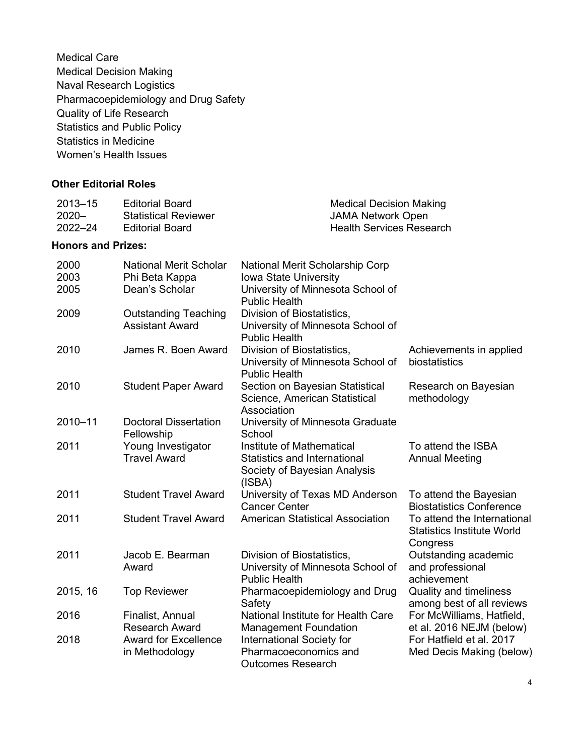Medical Care
Medical Decision Making
Naval Research Logistics
Pharmacoepidemiology and Drug Safety
Quality of Life Research
Statistics and Public Policy
Statistics in Medicine
Women's Health Issues

**Other Editorial Roles**

| | | |
|---|---|---|
| 2013–15 | Editorial Board | Medical Decision Making |
| 2020– | Statistical Reviewer | JAMA Network Open |
| 2022–24 | Editorial Board | Health Services Research |

**Honors and Prizes:**

| | | | |
|---|---|---|---|
| 2000 | National Merit Scholar | National Merit Scholarship Corp | |
| 2003 | Phi Beta Kappa | Iowa State University | |
| 2005 | Dean's Scholar | University of Minnesota School of Public Health | |
| 2009 | Outstanding Teaching Assistant Award | Division of Biostatistics, University of Minnesota School of Public Health | |
| 2010 | James R. Boen Award | Division of Biostatistics, University of Minnesota School of Public Health | Achievements in applied biostatistics |
| 2010 | Student Paper Award | Section on Bayesian Statistical Science, American Statistical Association | Research on Bayesian methodology |
| 2010–11 | Doctoral Dissertation Fellowship | University of Minnesota Graduate School | |
| 2011 | Young Investigator Travel Award | Institute of Mathematical Statistics and International Society of Bayesian Analysis (ISBA) | To attend the ISBA Annual Meeting |
| 2011 | Student Travel Award | University of Texas MD Anderson Cancer Center | To attend the Bayesian Biostatistics Conference |
| 2011 | Student Travel Award | American Statistical Association | To attend the International Statistics Institute World Congress |
| 2011 | Jacob E. Bearman Award | Division of Biostatistics, University of Minnesota School of Public Health | Outstanding academic and professional achievement |
| 2015, 16 | Top Reviewer | Pharmacoepidemiology and Drug Safety | Quality and timeliness among best of all reviews |
| 2016 | Finalist, Annual Research Award | National Institute for Health Care Management Foundation | For McWilliams, Hatfield, et al. 2016 NEJM (below) |
| 2018 | Award for Excellence in Methodology | International Society for Pharmacoeconomics and Outcomes Research | For Hatfield et al. 2017 Med Decis Making (below) |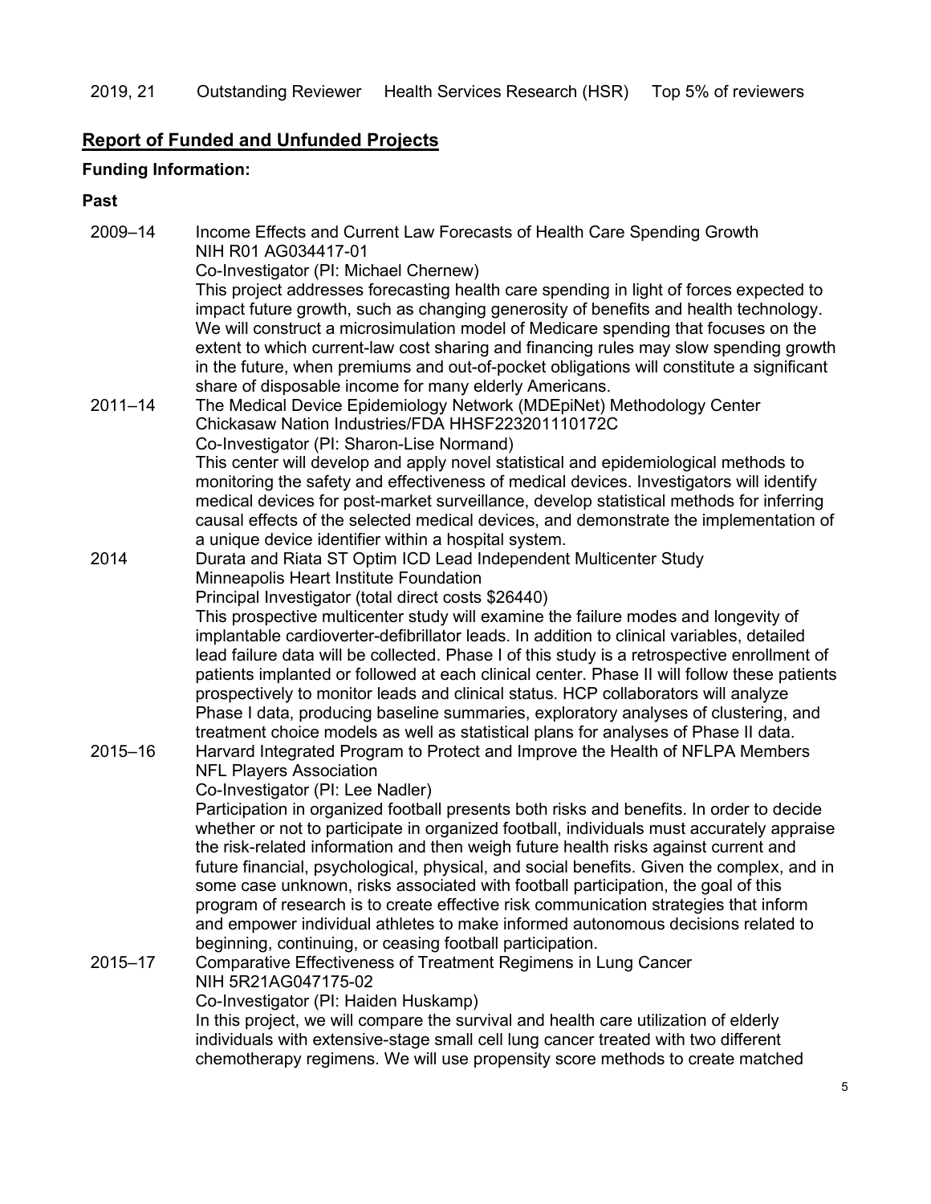| | | | |
|---|---|---|---|
| 2019, 21 | Outstanding Reviewer | Health Services Research (HSR) | Top 5% of reviewers |

## Report of Funded and Unfunded Projects

**Funding Information:**

**Past**

2009–14 Income Effects and Current Law Forecasts of Health Care Spending Growth
NIH R01 AG034417-01
Co-Investigator (PI: Michael Chernew)
This project addresses forecasting health care spending in light of forces expected to impact future growth, such as changing generosity of benefits and health technology. We will construct a microsimulation model of Medicare spending that focuses on the extent to which current-law cost sharing and financing rules may slow spending growth in the future, when premiums and out-of-pocket obligations will constitute a significant share of disposable income for many elderly Americans.

2011–14 The Medical Device Epidemiology Network (MDEpiNet) Methodology Center
Chickasaw Nation Industries/FDA HHSF223201110172C
Co-Investigator (PI: Sharon-Lise Normand)
This center will develop and apply novel statistical and epidemiological methods to monitoring the safety and effectiveness of medical devices. Investigators will identify medical devices for post-market surveillance, develop statistical methods for inferring causal effects of the selected medical devices, and demonstrate the implementation of a unique device identifier within a hospital system.

2014 Durata and Riata ST Optim ICD Lead Independent Multicenter Study
Minneapolis Heart Institute Foundation
Principal Investigator (total direct costs $26440)
This prospective multicenter study will examine the failure modes and longevity of implantable cardioverter-defibrillator leads. In addition to clinical variables, detailed lead failure data will be collected. Phase I of this study is a retrospective enrollment of patients implanted or followed at each clinical center. Phase II will follow these patients prospectively to monitor leads and clinical status. HCP collaborators will analyze Phase I data, producing baseline summaries, exploratory analyses of clustering, and treatment choice models as well as statistical plans for analyses of Phase II data.

2015–16 Harvard Integrated Program to Protect and Improve the Health of NFLPA Members
NFL Players Association
Co-Investigator (PI: Lee Nadler)
Participation in organized football presents both risks and benefits. In order to decide whether or not to participate in organized football, individuals must accurately appraise the risk-related information and then weigh future health risks against current and future financial, psychological, physical, and social benefits. Given the complex, and in some case unknown, risks associated with football participation, the goal of this program of research is to create effective risk communication strategies that inform and empower individual athletes to make informed autonomous decisions related to beginning, continuing, or ceasing football participation.

2015–17 Comparative Effectiveness of Treatment Regimens in Lung Cancer
NIH 5R21AG047175-02
Co-Investigator (PI: Haiden Huskamp)
In this project, we will compare the survival and health care utilization of elderly individuals with extensive-stage small cell lung cancer treated with two different chemotherapy regimens. We will use propensity score methods to create matched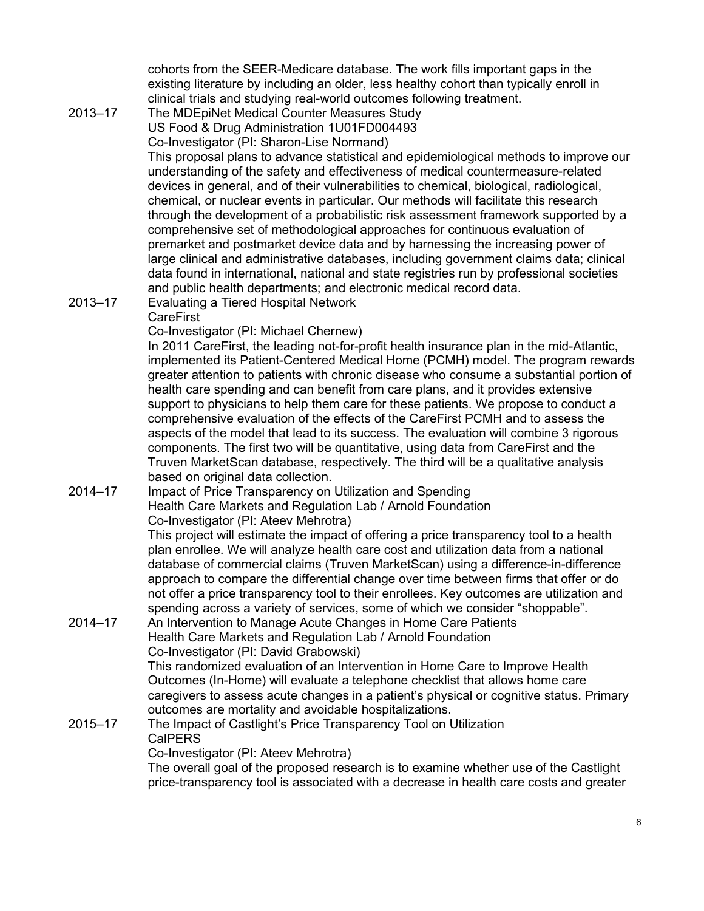cohorts from the SEER-Medicare database. The work fills important gaps in the existing literature by including an older, less healthy cohort than typically enroll in clinical trials and studying real-world outcomes following treatment.

2013–17 The MDEpiNet Medical Counter Measures Study
US Food & Drug Administration 1U01FD004493
Co-Investigator (PI: Sharon-Lise Normand)
This proposal plans to advance statistical and epidemiological methods to improve our understanding of the safety and effectiveness of medical countermeasure-related devices in general, and of their vulnerabilities to chemical, biological, radiological, chemical, or nuclear events in particular. Our methods will facilitate this research through the development of a probabilistic risk assessment framework supported by a comprehensive set of methodological approaches for continuous evaluation of premarket and postmarket device data and by harnessing the increasing power of large clinical and administrative databases, including government claims data; clinical data found in international, national and state registries run by professional societies and public health departments; and electronic medical record data.

2013–17 Evaluating a Tiered Hospital Network
CareFirst
Co-Investigator (PI: Michael Chernew)
In 2011 CareFirst, the leading not-for-profit health insurance plan in the mid-Atlantic, implemented its Patient-Centered Medical Home (PCMH) model. The program rewards greater attention to patients with chronic disease who consume a substantial portion of health care spending and can benefit from care plans, and it provides extensive support to physicians to help them care for these patients. We propose to conduct a comprehensive evaluation of the effects of the CareFirst PCMH and to assess the aspects of the model that lead to its success. The evaluation will combine 3 rigorous components. The first two will be quantitative, using data from CareFirst and the Truven MarketScan database, respectively. The third will be a qualitative analysis based on original data collection.

2014–17 Impact of Price Transparency on Utilization and Spending
Health Care Markets and Regulation Lab / Arnold Foundation
Co-Investigator (PI: Ateev Mehrotra)
This project will estimate the impact of offering a price transparency tool to a health plan enrollee. We will analyze health care cost and utilization data from a national database of commercial claims (Truven MarketScan) using a difference-in-difference approach to compare the differential change over time between firms that offer or do not offer a price transparency tool to their enrollees. Key outcomes are utilization and spending across a variety of services, some of which we consider "shoppable".

2014–17 An Intervention to Manage Acute Changes in Home Care Patients
Health Care Markets and Regulation Lab / Arnold Foundation
Co-Investigator (PI: David Grabowski)
This randomized evaluation of an Intervention in Home Care to Improve Health Outcomes (In-Home) will evaluate a telephone checklist that allows home care caregivers to assess acute changes in a patient's physical or cognitive status. Primary outcomes are mortality and avoidable hospitalizations.

2015–17 The Impact of Castlight's Price Transparency Tool on Utilization
CalPERS
Co-Investigator (PI: Ateev Mehrotra)
The overall goal of the proposed research is to examine whether use of the Castlight price-transparency tool is associated with a decrease in health care costs and greater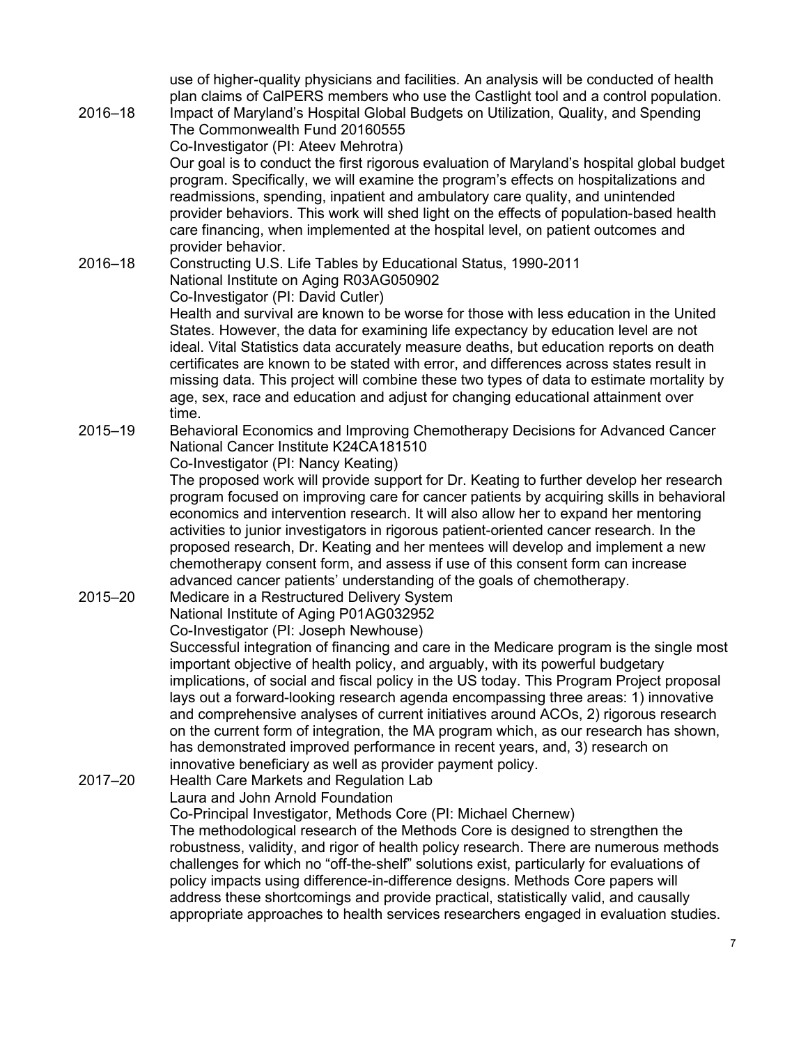use of higher-quality physicians and facilities. An analysis will be conducted of health plan claims of CalPERS members who use the Castlight tool and a control population.

2016–18 Impact of Maryland's Hospital Global Budgets on Utilization, Quality, and Spending
The Commonwealth Fund 20160555
Co-Investigator (PI: Ateev Mehrotra)
Our goal is to conduct the first rigorous evaluation of Maryland's hospital global budget program. Specifically, we will examine the program's effects on hospitalizations and readmissions, spending, inpatient and ambulatory care quality, and unintended provider behaviors. This work will shed light on the effects of population-based health care financing, when implemented at the hospital level, on patient outcomes and provider behavior.

2016–18 Constructing U.S. Life Tables by Educational Status, 1990-2011
National Institute on Aging R03AG050902
Co-Investigator (PI: David Cutler)
Health and survival are known to be worse for those with less education in the United States. However, the data for examining life expectancy by education level are not ideal. Vital Statistics data accurately measure deaths, but education reports on death certificates are known to be stated with error, and differences across states result in missing data. This project will combine these two types of data to estimate mortality by age, sex, race and education and adjust for changing educational attainment over time.

2015–19 Behavioral Economics and Improving Chemotherapy Decisions for Advanced Cancer
National Cancer Institute K24CA181510
Co-Investigator (PI: Nancy Keating)
The proposed work will provide support for Dr. Keating to further develop her research program focused on improving care for cancer patients by acquiring skills in behavioral economics and intervention research. It will also allow her to expand her mentoring activities to junior investigators in rigorous patient-oriented cancer research. In the proposed research, Dr. Keating and her mentees will develop and implement a new chemotherapy consent form, and assess if use of this consent form can increase advanced cancer patients' understanding of the goals of chemotherapy.

2015–20 Medicare in a Restructured Delivery System
National Institute of Aging P01AG032952
Co-Investigator (PI: Joseph Newhouse)
Successful integration of financing and care in the Medicare program is the single most important objective of health policy, and arguably, with its powerful budgetary implications, of social and fiscal policy in the US today. This Program Project proposal lays out a forward-looking research agenda encompassing three areas: 1) innovative and comprehensive analyses of current initiatives around ACOs, 2) rigorous research on the current form of integration, the MA program which, as our research has shown, has demonstrated improved performance in recent years, and, 3) research on innovative beneficiary as well as provider payment policy.

2017–20 Health Care Markets and Regulation Lab
Laura and John Arnold Foundation
Co-Principal Investigator, Methods Core (PI: Michael Chernew)
The methodological research of the Methods Core is designed to strengthen the robustness, validity, and rigor of health policy research. There are numerous methods challenges for which no "off-the-shelf" solutions exist, particularly for evaluations of policy impacts using difference-in-difference designs. Methods Core papers will address these shortcomings and provide practical, statistically valid, and causally appropriate approaches to health services researchers engaged in evaluation studies.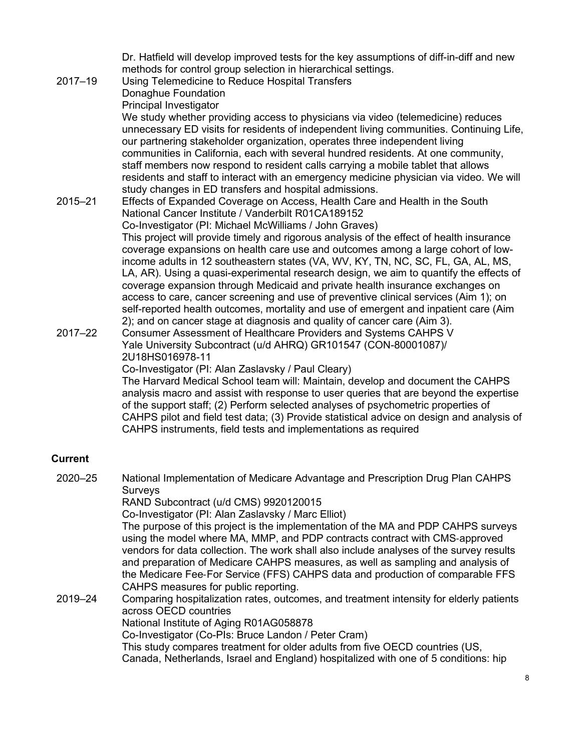Dr. Hatfield will develop improved tests for the key assumptions of diff-in-diff and new methods for control group selection in hierarchical settings.

2017–19 Using Telemedicine to Reduce Hospital Transfers
Donaghue Foundation
Principal Investigator
We study whether providing access to physicians via video (telemedicine) reduces unnecessary ED visits for residents of independent living communities. Continuing Life, our partnering stakeholder organization, operates three independent living communities in California, each with several hundred residents. At one community, staff members now respond to resident calls carrying a mobile tablet that allows residents and staff to interact with an emergency medicine physician via video. We will study changes in ED transfers and hospital admissions.

2015–21 Effects of Expanded Coverage on Access, Health Care and Health in the South
National Cancer Institute / Vanderbilt R01CA189152
Co-Investigator (PI: Michael McWilliams / John Graves)
This project will provide timely and rigorous analysis of the effect of health insurance coverage expansions on health care use and outcomes among a large cohort of low-income adults in 12 southeastern states (VA, WV, KY, TN, NC, SC, FL, GA, AL, MS, LA, AR). Using a quasi-experimental research design, we aim to quantify the effects of coverage expansion through Medicaid and private health insurance exchanges on access to care, cancer screening and use of preventive clinical services (Aim 1); on self-reported health outcomes, mortality and use of emergent and inpatient care (Aim 2); and on cancer stage at diagnosis and quality of cancer care (Aim 3).

2017–22 Consumer Assessment of Healthcare Providers and Systems CAHPS V
Yale University Subcontract (u/d AHRQ) GR101547 (CON-80001087)/ 2U18HS016978-11
Co-Investigator (PI: Alan Zaslavsky / Paul Cleary)
The Harvard Medical School team will: Maintain, develop and document the CAHPS analysis macro and assist with response to user queries that are beyond the expertise of the support staff; (2) Perform selected analyses of psychometric properties of CAHPS pilot and field test data; (3) Provide statistical advice on design and analysis of CAHPS instruments, field tests and implementations as required

## Current

2020–25 National Implementation of Medicare Advantage and Prescription Drug Plan CAHPS Surveys
RAND Subcontract (u/d CMS) 9920120015
Co-Investigator (PI: Alan Zaslavsky / Marc Elliot)
The purpose of this project is the implementation of the MA and PDP CAHPS surveys using the model where MA, MMP, and PDP contracts contract with CMS-approved vendors for data collection. The work shall also include analyses of the survey results and preparation of Medicare CAHPS measures, as well as sampling and analysis of the Medicare Fee-For Service (FFS) CAHPS data and production of comparable FFS CAHPS measures for public reporting.

2019–24 Comparing hospitalization rates, outcomes, and treatment intensity for elderly patients across OECD countries
National Institute of Aging R01AG058878
Co-Investigator (Co-PIs: Bruce Landon / Peter Cram)
This study compares treatment for older adults from five OECD countries (US, Canada, Netherlands, Israel and England) hospitalized with one of 5 conditions: hip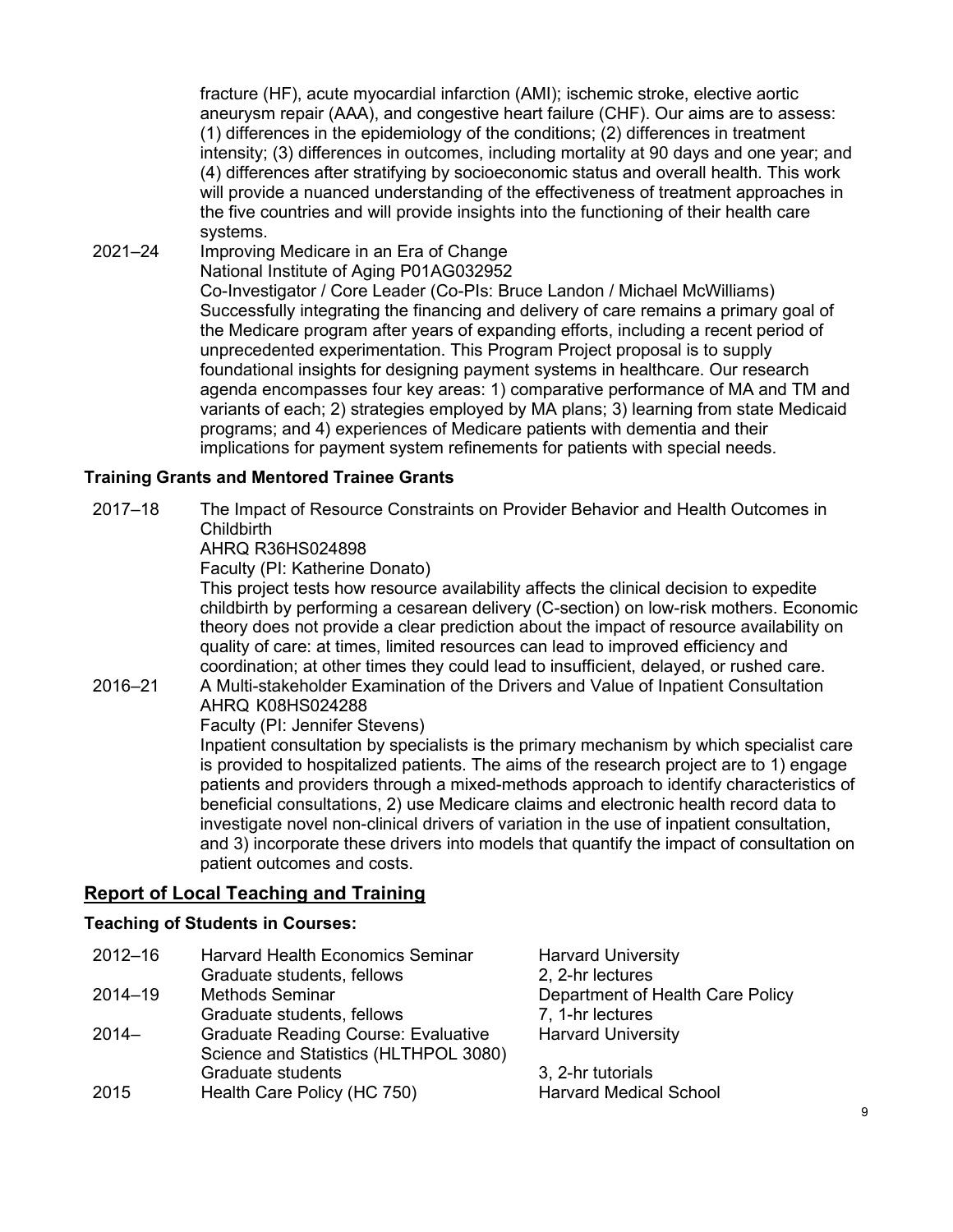fracture (HF), acute myocardial infarction (AMI); ischemic stroke, elective aortic aneurysm repair (AAA), and congestive heart failure (CHF). Our aims are to assess: (1) differences in the epidemiology of the conditions; (2) differences in treatment intensity; (3) differences in outcomes, including mortality at 90 days and one year; and (4) differences after stratifying by socioeconomic status and overall health. This work will provide a nuanced understanding of the effectiveness of treatment approaches in the five countries and will provide insights into the functioning of their health care systems.

2021–24 Improving Medicare in an Era of Change
National Institute of Aging P01AG032952
Co-Investigator / Core Leader (Co-PIs: Bruce Landon / Michael McWilliams)
Successfully integrating the financing and delivery of care remains a primary goal of the Medicare program after years of expanding efforts, including a recent period of unprecedented experimentation. This Program Project proposal is to supply foundational insights for designing payment systems in healthcare. Our research agenda encompasses four key areas: 1) comparative performance of MA and TM and variants of each; 2) strategies employed by MA plans; 3) learning from state Medicaid programs; and 4) experiences of Medicare patients with dementia and their implications for payment system refinements for patients with special needs.

### Training Grants and Mentored Trainee Grants

2017–18 The Impact of Resource Constraints on Provider Behavior and Health Outcomes in Childbirth
AHRQ R36HS024898
Faculty (PI: Katherine Donato)
This project tests how resource availability affects the clinical decision to expedite childbirth by performing a cesarean delivery (C-section) on low-risk mothers. Economic theory does not provide a clear prediction about the impact of resource availability on quality of care: at times, limited resources can lead to improved efficiency and coordination; at other times they could lead to insufficient, delayed, or rushed care.

2016–21 A Multi-stakeholder Examination of the Drivers and Value of Inpatient Consultation
AHRQ K08HS024288
Faculty (PI: Jennifer Stevens)
Inpatient consultation by specialists is the primary mechanism by which specialist care is provided to hospitalized patients. The aims of the research project are to 1) engage patients and providers through a mixed-methods approach to identify characteristics of beneficial consultations, 2) use Medicare claims and electronic health record data to investigate novel non-clinical drivers of variation in the use of inpatient consultation, and 3) incorporate these drivers into models that quantify the impact of consultation on patient outcomes and costs.

## Report of Local Teaching and Training

### Teaching of Students in Courses:

| | | |
|---|---|---|
| 2012–16 | Harvard Health Economics Seminar<br>Graduate students, fellows | Harvard University<br>2, 2-hr lectures |
| 2014–19 | Methods Seminar<br>Graduate students, fellows | Department of Health Care Policy<br>7, 1-hr lectures |
| 2014– | Graduate Reading Course: Evaluative Science and Statistics (HLTHPOL 3080)<br>Graduate students | Harvard University<br>3, 2-hr tutorials |
| 2015 | Health Care Policy (HC 750) | Harvard Medical School |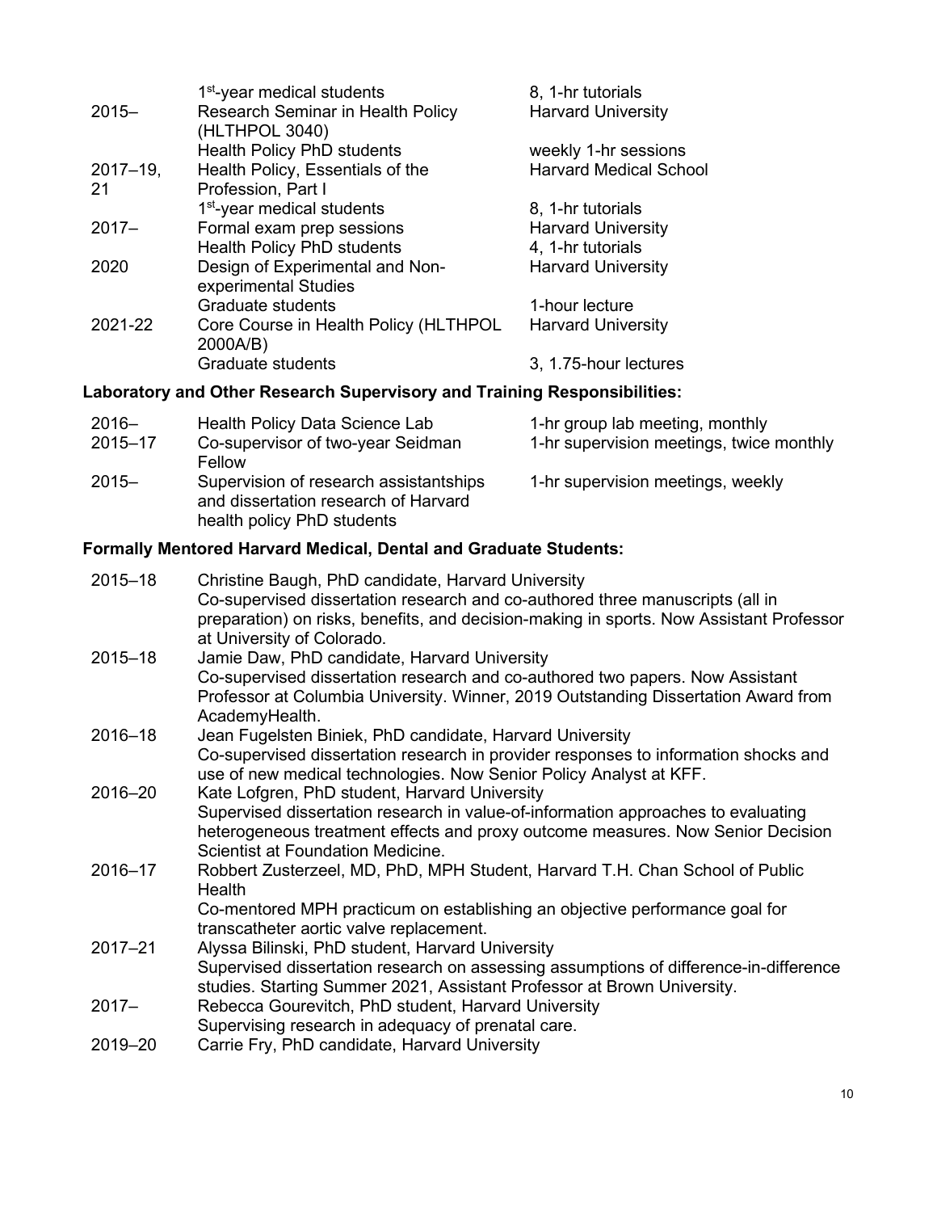| | | |
|---|---|---|
| | 1st-year medical students | 8, 1-hr tutorials |
| 2015– | Research Seminar in Health Policy (HLTHPOL 3040) | Harvard University |
| | Health Policy PhD students | weekly 1-hr sessions |
| 2017–19, 21 | Health Policy, Essentials of the Profession, Part I | Harvard Medical School |
| | 1st-year medical students | 8, 1-hr tutorials |
| 2017– | Formal exam prep sessions | Harvard University |
| | Health Policy PhD students | 4, 1-hr tutorials |
| 2020 | Design of Experimental and Non-experimental Studies | Harvard University |
| | Graduate students | 1-hour lecture |
| 2021-22 | Core Course in Health Policy (HLTHPOL 2000A/B) | Harvard University |
| | Graduate students | 3, 1.75-hour lectures |

### Laboratory and Other Research Supervisory and Training Responsibilities:

| | | |
|---|---|---|
| 2016– | Health Policy Data Science Lab | 1-hr group lab meeting, monthly |
| 2015–17 | Co-supervisor of two-year Seidman Fellow | 1-hr supervision meetings, twice monthly |
| 2015– | Supervision of research assistantships and dissertation research of Harvard health policy PhD students | 1-hr supervision meetings, weekly |

### Formally Mentored Harvard Medical, Dental and Graduate Students:

2015–18 Christine Baugh, PhD candidate, Harvard University
Co-supervised dissertation research and co-authored three manuscripts (all in preparation) on risks, benefits, and decision-making in sports. Now Assistant Professor at University of Colorado.

2015–18 Jamie Daw, PhD candidate, Harvard University
Co-supervised dissertation research and co-authored two papers. Now Assistant Professor at Columbia University. Winner, 2019 Outstanding Dissertation Award from AcademyHealth.

2016–18 Jean Fugelsten Biniek, PhD candidate, Harvard University
Co-supervised dissertation research in provider responses to information shocks and use of new medical technologies. Now Senior Policy Analyst at KFF.

2016–20 Kate Lofgren, PhD student, Harvard University
Supervised dissertation research in value-of-information approaches to evaluating heterogeneous treatment effects and proxy outcome measures. Now Senior Decision Scientist at Foundation Medicine.

2016–17 Robbert Zusterzeel, MD, PhD, MPH Student, Harvard T.H. Chan School of Public Health
Co-mentored MPH practicum on establishing an objective performance goal for transcatheter aortic valve replacement.

2017–21 Alyssa Bilinski, PhD student, Harvard University
Supervised dissertation research on assessing assumptions of difference-in-difference studies. Starting Summer 2021, Assistant Professor at Brown University.

2017– Rebecca Gourevitch, PhD student, Harvard University
Supervising research in adequacy of prenatal care.

2019–20 Carrie Fry, PhD candidate, Harvard University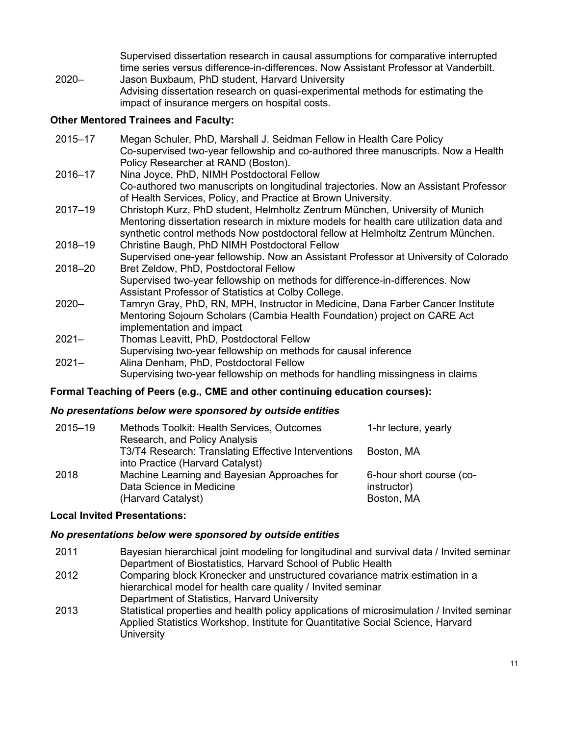Supervised dissertation research in causal assumptions for comparative interrupted time series versus difference-in-differences. Now Assistant Professor at Vanderbilt.

| | |
|---|---|
| 2020– | Jason Buxbaum, PhD student, Harvard University<br>Advising dissertation research on quasi-experimental methods for estimating the impact of insurance mergers on hospital costs. |

**Other Mentored Trainees and Faculty:**

| | |
|---|---|
| 2015–17 | Megan Schuler, PhD, Marshall J. Seidman Fellow in Health Care Policy<br>Co-supervised two-year fellowship and co-authored three manuscripts. Now a Health Policy Researcher at RAND (Boston). |
| 2016–17 | Nina Joyce, PhD, NIMH Postdoctoral Fellow<br>Co-authored two manuscripts on longitudinal trajectories. Now an Assistant Professor of Health Services, Policy, and Practice at Brown University. |
| 2017–19 | Christoph Kurz, PhD student, Helmholtz Zentrum München, University of Munich<br>Mentoring dissertation research in mixture models for health care utilization data and synthetic control methods Now postdoctoral fellow at Helmholtz Zentrum München. |
| 2018–19 | Christine Baugh, PhD NIMH Postdoctoral Fellow<br>Supervised one-year fellowship. Now an Assistant Professor at University of Colorado |
| 2018–20 | Bret Zeldow, PhD, Postdoctoral Fellow<br>Supervised two-year fellowship on methods for difference-in-differences. Now Assistant Professor of Statistics at Colby College. |
| 2020– | Tamryn Gray, PhD, RN, MPH, Instructor in Medicine, Dana Farber Cancer Institute<br>Mentoring Sojourn Scholars (Cambia Health Foundation) project on CARE Act implementation and impact |
| 2021– | Thomas Leavitt, PhD, Postdoctoral Fellow<br>Supervising two-year fellowship on methods for causal inference |
| 2021– | Alina Denham, PhD, Postdoctoral Fellow<br>Supervising two-year fellowship on methods for handling missingness in claims |

**Formal Teaching of Peers (e.g., CME and other continuing education courses):**

***No presentations below were sponsored by outside entities***

| | | |
|---|---|---|
| 2015–19 | Methods Toolkit: Health Services, Outcomes Research, and Policy Analysis | 1-hr lecture, yearly |
| | T3/T4 Research: Translating Effective Interventions into Practice (Harvard Catalyst) | Boston, MA |
| 2018 | Machine Learning and Bayesian Approaches for Data Science in Medicine (Harvard Catalyst) | 6-hour short course (co-instructor) Boston, MA |

**Local Invited Presentations:**

***No presentations below were sponsored by outside entities***

| | |
|---|---|
| 2011 | Bayesian hierarchical joint modeling for longitudinal and survival data / Invited seminar<br>Department of Biostatistics, Harvard School of Public Health |
| 2012 | Comparing block Kronecker and unstructured covariance matrix estimation in a hierarchical model for health care quality / Invited seminar<br>Department of Statistics, Harvard University |
| 2013 | Statistical properties and health policy applications of microsimulation / Invited seminar<br>Applied Statistics Workshop, Institute for Quantitative Social Science, Harvard University |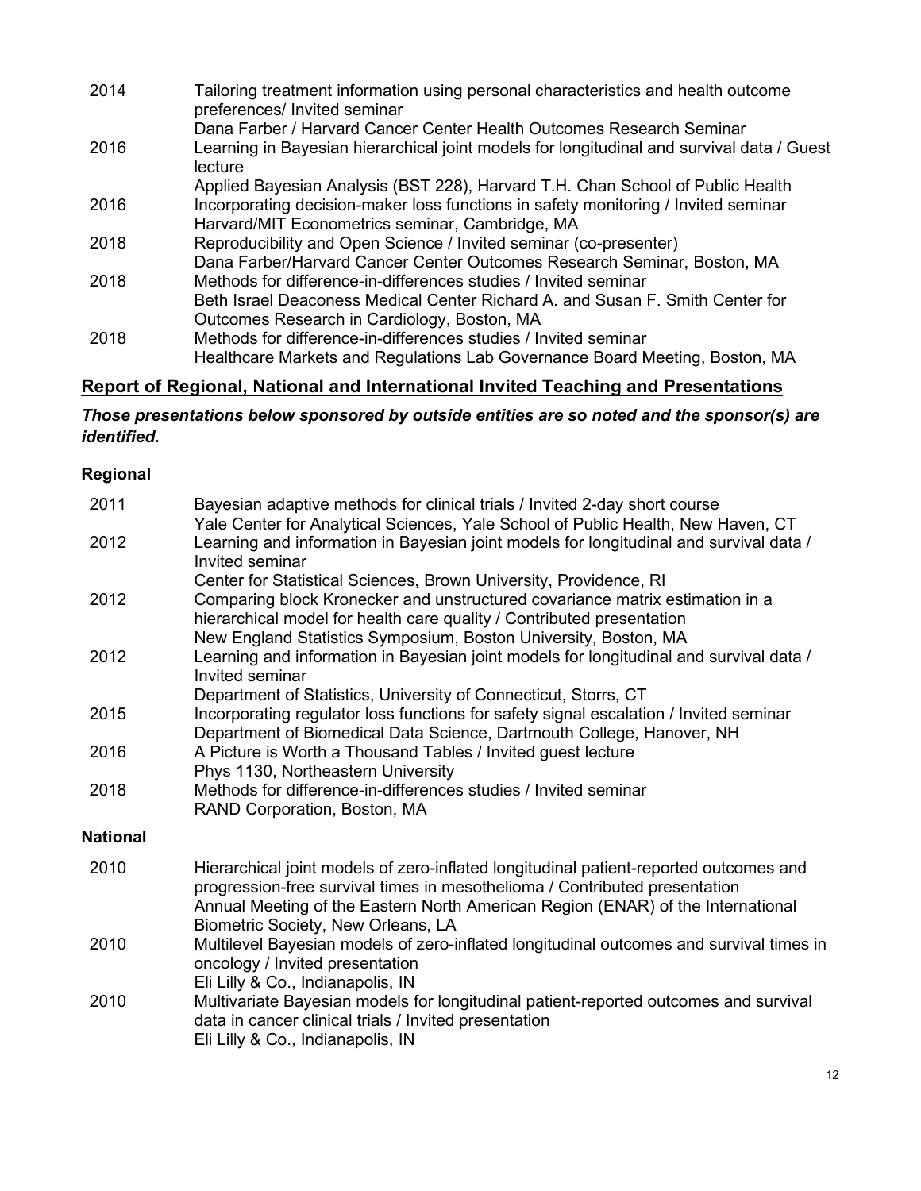| | |
|---|---|
| 2014 | Tailoring treatment information using personal characteristics and health outcome preferences/ Invited seminar<br>Dana Farber / Harvard Cancer Center Health Outcomes Research Seminar |
| 2016 | Learning in Bayesian hierarchical joint models for longitudinal and survival data / Guest lecture<br>Applied Bayesian Analysis (BST 228), Harvard T.H. Chan School of Public Health |
| 2016 | Incorporating decision-maker loss functions in safety monitoring / Invited seminar<br>Harvard/MIT Econometrics seminar, Cambridge, MA |
| 2018 | Reproducibility and Open Science / Invited seminar (co-presenter)<br>Dana Farber/Harvard Cancer Center Outcomes Research Seminar, Boston, MA |
| 2018 | Methods for difference-in-differences studies / Invited seminar<br>Beth Israel Deaconess Medical Center Richard A. and Susan F. Smith Center for Outcomes Research in Cardiology, Boston, MA |
| 2018 | Methods for difference-in-differences studies / Invited seminar<br>Healthcare Markets and Regulations Lab Governance Board Meeting, Boston, MA |

## Report of Regional, National and International Invited Teaching and Presentations

***Those presentations below sponsored by outside entities are so noted and the sponsor(s) are identified.***

### Regional

| | |
|---|---|
| 2011 | Bayesian adaptive methods for clinical trials / Invited 2-day short course<br>Yale Center for Analytical Sciences, Yale School of Public Health, New Haven, CT |
| 2012 | Learning and information in Bayesian joint models for longitudinal and survival data / Invited seminar<br>Center for Statistical Sciences, Brown University, Providence, RI |
| 2012 | Comparing block Kronecker and unstructured covariance matrix estimation in a hierarchical model for health care quality / Contributed presentation<br>New England Statistics Symposium, Boston University, Boston, MA |
| 2012 | Learning and information in Bayesian joint models for longitudinal and survival data / Invited seminar<br>Department of Statistics, University of Connecticut, Storrs, CT |
| 2015 | Incorporating regulator loss functions for safety signal escalation / Invited seminar<br>Department of Biomedical Data Science, Dartmouth College, Hanover, NH |
| 2016 | A Picture is Worth a Thousand Tables / Invited guest lecture<br>Phys 1130, Northeastern University |
| 2018 | Methods for difference-in-differences studies / Invited seminar<br>RAND Corporation, Boston, MA |

### National

| | |
|---|---|
| 2010 | Hierarchical joint models of zero-inflated longitudinal patient-reported outcomes and progression-free survival times in mesothelioma / Contributed presentation<br>Annual Meeting of the Eastern North American Region (ENAR) of the International Biometric Society, New Orleans, LA |
| 2010 | Multilevel Bayesian models of zero-inflated longitudinal outcomes and survival times in oncology / Invited presentation<br>Eli Lilly & Co., Indianapolis, IN |
| 2010 | Multivariate Bayesian models for longitudinal patient-reported outcomes and survival data in cancer clinical trials / Invited presentation<br>Eli Lilly & Co., Indianapolis, IN |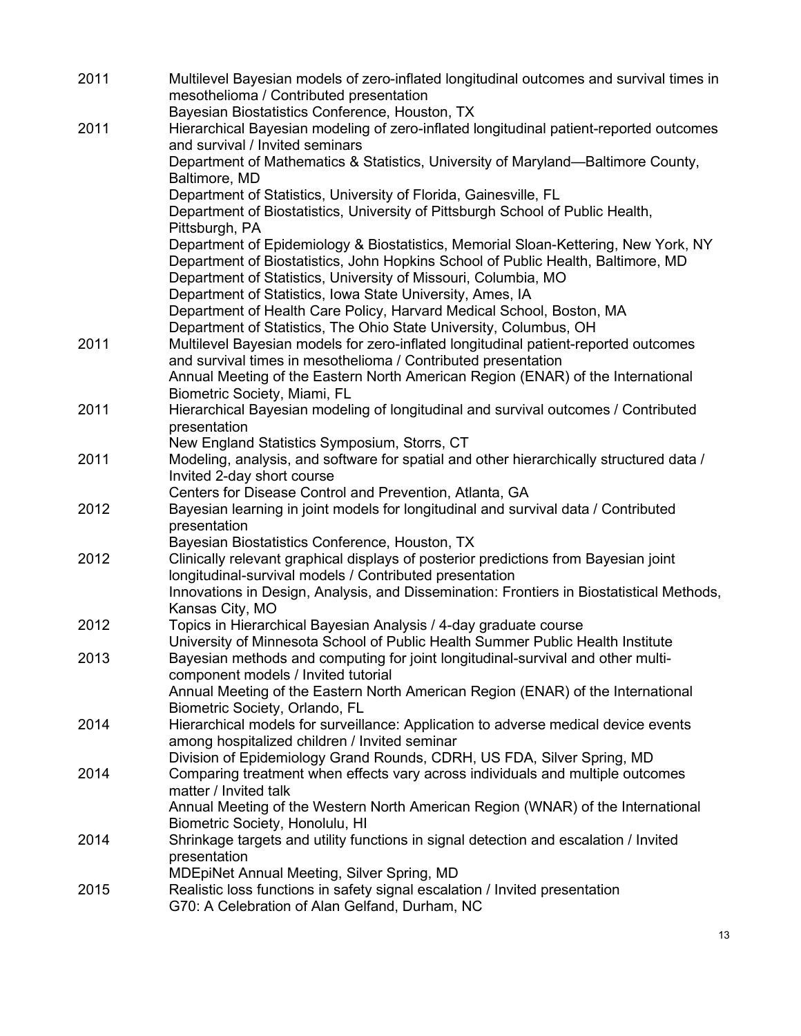| | |
|---|---|
| 2011 | Multilevel Bayesian models of zero-inflated longitudinal outcomes and survival times in mesothelioma / Contributed presentation<br>Bayesian Biostatistics Conference, Houston, TX |
| 2011 | Hierarchical Bayesian modeling of zero-inflated longitudinal patient-reported outcomes and survival / Invited seminars<br>Department of Mathematics & Statistics, University of Maryland—Baltimore County, Baltimore, MD<br>Department of Statistics, University of Florida, Gainesville, FL<br>Department of Biostatistics, University of Pittsburgh School of Public Health, Pittsburgh, PA<br>Department of Epidemiology & Biostatistics, Memorial Sloan-Kettering, New York, NY<br>Department of Biostatistics, John Hopkins School of Public Health, Baltimore, MD<br>Department of Statistics, University of Missouri, Columbia, MO<br>Department of Statistics, Iowa State University, Ames, IA<br>Department of Health Care Policy, Harvard Medical School, Boston, MA<br>Department of Statistics, The Ohio State University, Columbus, OH |
| 2011 | Multilevel Bayesian models for zero-inflated longitudinal patient-reported outcomes and survival times in mesothelioma / Contributed presentation<br>Annual Meeting of the Eastern North American Region (ENAR) of the International Biometric Society, Miami, FL |
| 2011 | Hierarchical Bayesian modeling of longitudinal and survival outcomes / Contributed presentation<br>New England Statistics Symposium, Storrs, CT |
| 2011 | Modeling, analysis, and software for spatial and other hierarchically structured data / Invited 2-day short course<br>Centers for Disease Control and Prevention, Atlanta, GA |
| 2012 | Bayesian learning in joint models for longitudinal and survival data / Contributed presentation<br>Bayesian Biostatistics Conference, Houston, TX |
| 2012 | Clinically relevant graphical displays of posterior predictions from Bayesian joint longitudinal-survival models / Contributed presentation<br>Innovations in Design, Analysis, and Dissemination: Frontiers in Biostatistical Methods, Kansas City, MO |
| 2012 | Topics in Hierarchical Bayesian Analysis / 4-day graduate course<br>University of Minnesota School of Public Health Summer Public Health Institute |
| 2013 | Bayesian methods and computing for joint longitudinal-survival and other multi-component models / Invited tutorial<br>Annual Meeting of the Eastern North American Region (ENAR) of the International Biometric Society, Orlando, FL |
| 2014 | Hierarchical models for surveillance: Application to adverse medical device events among hospitalized children / Invited seminar<br>Division of Epidemiology Grand Rounds, CDRH, US FDA, Silver Spring, MD |
| 2014 | Comparing treatment when effects vary across individuals and multiple outcomes matter / Invited talk<br>Annual Meeting of the Western North American Region (WNAR) of the International Biometric Society, Honolulu, HI |
| 2014 | Shrinkage targets and utility functions in signal detection and escalation / Invited presentation<br>MDEpiNet Annual Meeting, Silver Spring, MD |
| 2015 | Realistic loss functions in safety signal escalation / Invited presentation<br>G70: A Celebration of Alan Gelfand, Durham, NC |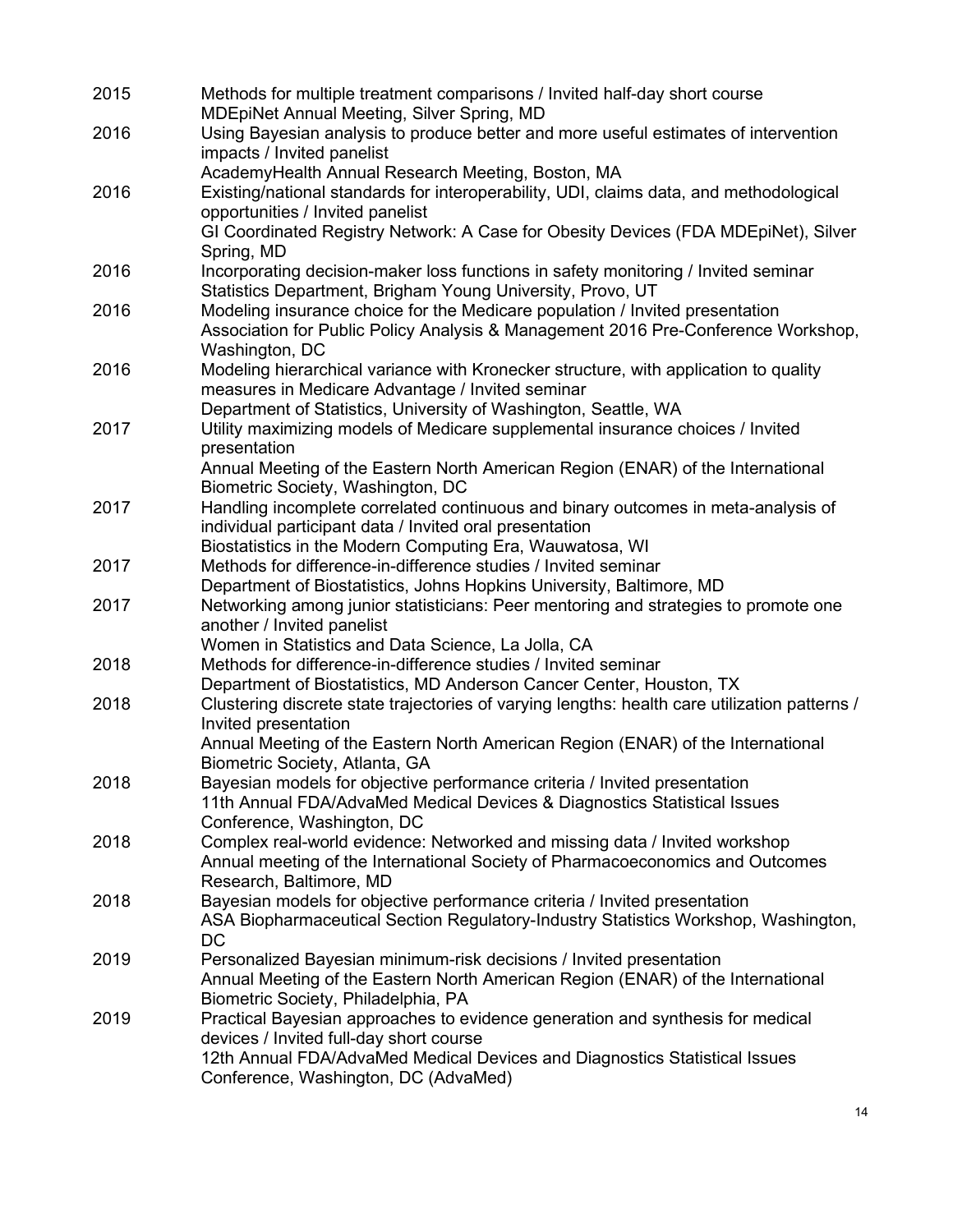| | |
|---|---|
| 2015 | Methods for multiple treatment comparisons / Invited half-day short course<br>MDEpiNet Annual Meeting, Silver Spring, MD |
| 2016 | Using Bayesian analysis to produce better and more useful estimates of intervention impacts / Invited panelist<br>AcademyHealth Annual Research Meeting, Boston, MA |
| 2016 | Existing/national standards for interoperability, UDI, claims data, and methodological opportunities / Invited panelist<br>GI Coordinated Registry Network: A Case for Obesity Devices (FDA MDEpiNet), Silver Spring, MD |
| 2016 | Incorporating decision-maker loss functions in safety monitoring / Invited seminar<br>Statistics Department, Brigham Young University, Provo, UT |
| 2016 | Modeling insurance choice for the Medicare population / Invited presentation<br>Association for Public Policy Analysis & Management 2016 Pre-Conference Workshop, Washington, DC |
| 2016 | Modeling hierarchical variance with Kronecker structure, with application to quality measures in Medicare Advantage / Invited seminar<br>Department of Statistics, University of Washington, Seattle, WA |
| 2017 | Utility maximizing models of Medicare supplemental insurance choices / Invited presentation<br>Annual Meeting of the Eastern North American Region (ENAR) of the International Biometric Society, Washington, DC |
| 2017 | Handling incomplete correlated continuous and binary outcomes in meta-analysis of individual participant data / Invited oral presentation<br>Biostatistics in the Modern Computing Era, Wauwatosa, WI |
| 2017 | Methods for difference-in-difference studies / Invited seminar<br>Department of Biostatistics, Johns Hopkins University, Baltimore, MD |
| 2017 | Networking among junior statisticians: Peer mentoring and strategies to promote one another / Invited panelist<br>Women in Statistics and Data Science, La Jolla, CA |
| 2018 | Methods for difference-in-difference studies / Invited seminar<br>Department of Biostatistics, MD Anderson Cancer Center, Houston, TX |
| 2018 | Clustering discrete state trajectories of varying lengths: health care utilization patterns / Invited presentation<br>Annual Meeting of the Eastern North American Region (ENAR) of the International Biometric Society, Atlanta, GA |
| 2018 | Bayesian models for objective performance criteria / Invited presentation<br>11th Annual FDA/AdvaMed Medical Devices & Diagnostics Statistical Issues Conference, Washington, DC |
| 2018 | Complex real-world evidence: Networked and missing data / Invited workshop<br>Annual meeting of the International Society of Pharmacoeconomics and Outcomes Research, Baltimore, MD |
| 2018 | Bayesian models for objective performance criteria / Invited presentation<br>ASA Biopharmaceutical Section Regulatory-Industry Statistics Workshop, Washington, DC |
| 2019 | Personalized Bayesian minimum-risk decisions / Invited presentation<br>Annual Meeting of the Eastern North American Region (ENAR) of the International Biometric Society, Philadelphia, PA |
| 2019 | Practical Bayesian approaches to evidence generation and synthesis for medical devices / Invited full-day short course<br>12th Annual FDA/AdvaMed Medical Devices and Diagnostics Statistical Issues Conference, Washington, DC (AdvaMed) |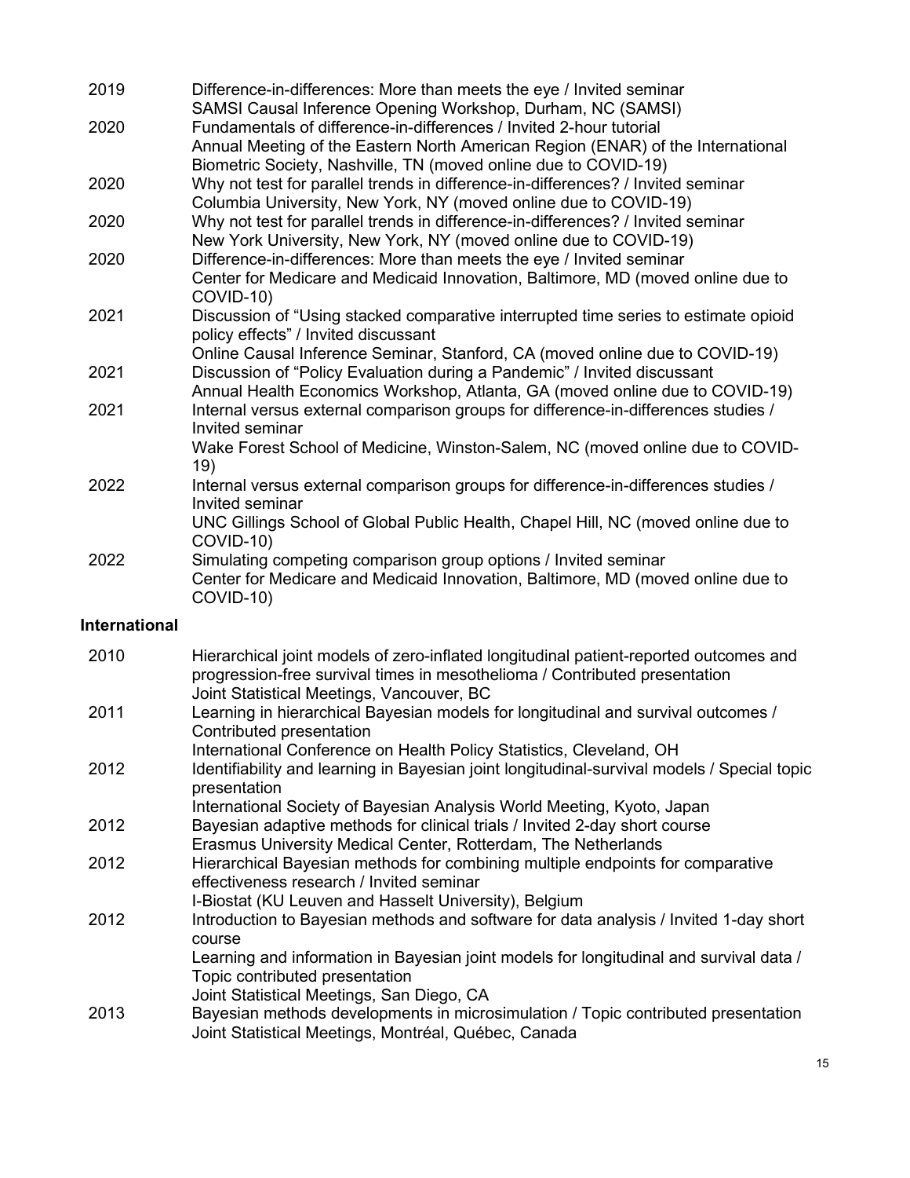| | |
|---|---|
| 2019 | Difference-in-differences: More than meets the eye / Invited seminar<br>SAMSI Causal Inference Opening Workshop, Durham, NC (SAMSI) |
| 2020 | Fundamentals of difference-in-differences / Invited 2-hour tutorial<br>Annual Meeting of the Eastern North American Region (ENAR) of the International Biometric Society, Nashville, TN (moved online due to COVID-19) |
| 2020 | Why not test for parallel trends in difference-in-differences? / Invited seminar<br>Columbia University, New York, NY (moved online due to COVID-19) |
| 2020 | Why not test for parallel trends in difference-in-differences? / Invited seminar<br>New York University, New York, NY (moved online due to COVID-19) |
| 2020 | Difference-in-differences: More than meets the eye / Invited seminar<br>Center for Medicare and Medicaid Innovation, Baltimore, MD (moved online due to COVID-10) |
| 2021 | Discussion of "Using stacked comparative interrupted time series to estimate opioid policy effects" / Invited discussant<br>Online Causal Inference Seminar, Stanford, CA (moved online due to COVID-19) |
| 2021 | Discussion of "Policy Evaluation during a Pandemic" / Invited discussant<br>Annual Health Economics Workshop, Atlanta, GA (moved online due to COVID-19) |
| 2021 | Internal versus external comparison groups for difference-in-differences studies / Invited seminar<br>Wake Forest School of Medicine, Winston-Salem, NC (moved online due to COVID-19) |
| 2022 | Internal versus external comparison groups for difference-in-differences studies / Invited seminar<br>UNC Gillings School of Global Public Health, Chapel Hill, NC (moved online due to COVID-10) |
| 2022 | Simulating competing comparison group options / Invited seminar<br>Center for Medicare and Medicaid Innovation, Baltimore, MD (moved online due to COVID-10) |

**International**

| | |
|---|---|
| 2010 | Hierarchical joint models of zero-inflated longitudinal patient-reported outcomes and progression-free survival times in mesothelioma / Contributed presentation<br>Joint Statistical Meetings, Vancouver, BC |
| 2011 | Learning in hierarchical Bayesian models for longitudinal and survival outcomes / Contributed presentation<br>International Conference on Health Policy Statistics, Cleveland, OH |
| 2012 | Identifiability and learning in Bayesian joint longitudinal-survival models / Special topic presentation<br>International Society of Bayesian Analysis World Meeting, Kyoto, Japan |
| 2012 | Bayesian adaptive methods for clinical trials / Invited 2-day short course<br>Erasmus University Medical Center, Rotterdam, The Netherlands |
| 2012 | Hierarchical Bayesian methods for combining multiple endpoints for comparative effectiveness research / Invited seminar<br>I-Biostat (KU Leuven and Hasselt University), Belgium |
| 2012 | Introduction to Bayesian methods and software for data analysis / Invited 1-day short course<br>Learning and information in Bayesian joint models for longitudinal and survival data / Topic contributed presentation<br>Joint Statistical Meetings, San Diego, CA |
| 2013 | Bayesian methods developments in microsimulation / Topic contributed presentation<br>Joint Statistical Meetings, Montréal, Québec, Canada |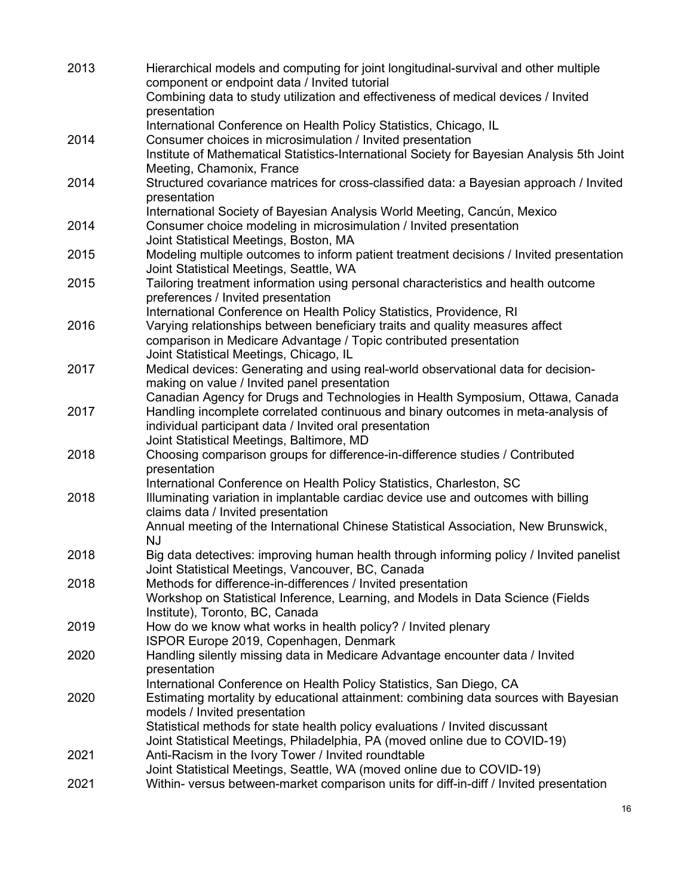2013 Hierarchical models and computing for joint longitudinal-survival and other multiple component or endpoint data / Invited tutorial
Combining data to study utilization and effectiveness of medical devices / Invited presentation
International Conference on Health Policy Statistics, Chicago, IL

2014 Consumer choices in microsimulation / Invited presentation
Institute of Mathematical Statistics-International Society for Bayesian Analysis 5th Joint Meeting, Chamonix, France

2014 Structured covariance matrices for cross-classified data: a Bayesian approach / Invited presentation
International Society of Bayesian Analysis World Meeting, Cancún, Mexico

2014 Consumer choice modeling in microsimulation / Invited presentation
Joint Statistical Meetings, Boston, MA

2015 Modeling multiple outcomes to inform patient treatment decisions / Invited presentation
Joint Statistical Meetings, Seattle, WA

2015 Tailoring treatment information using personal characteristics and health outcome preferences / Invited presentation
International Conference on Health Policy Statistics, Providence, RI

2016 Varying relationships between beneficiary traits and quality measures affect comparison in Medicare Advantage / Topic contributed presentation
Joint Statistical Meetings, Chicago, IL

2017 Medical devices: Generating and using real-world observational data for decision-making on value / Invited panel presentation
Canadian Agency for Drugs and Technologies in Health Symposium, Ottawa, Canada

2017 Handling incomplete correlated continuous and binary outcomes in meta-analysis of individual participant data / Invited oral presentation
Joint Statistical Meetings, Baltimore, MD

2018 Choosing comparison groups for difference-in-difference studies / Contributed presentation
International Conference on Health Policy Statistics, Charleston, SC

2018 Illuminating variation in implantable cardiac device use and outcomes with billing claims data / Invited presentation
Annual meeting of the International Chinese Statistical Association, New Brunswick, NJ

2018 Big data detectives: improving human health through informing policy / Invited panelist
Joint Statistical Meetings, Vancouver, BC, Canada

2018 Methods for difference-in-differences / Invited presentation
Workshop on Statistical Inference, Learning, and Models in Data Science (Fields Institute), Toronto, BC, Canada

2019 How do we know what works in health policy? / Invited plenary
ISPOR Europe 2019, Copenhagen, Denmark

2020 Handling silently missing data in Medicare Advantage encounter data / Invited presentation
International Conference on Health Policy Statistics, San Diego, CA

2020 Estimating mortality by educational attainment: combining data sources with Bayesian models / Invited presentation
Statistical methods for state health policy evaluations / Invited discussant
Joint Statistical Meetings, Philadelphia, PA (moved online due to COVID-19)

2021 Anti-Racism in the Ivory Tower / Invited roundtable
Joint Statistical Meetings, Seattle, WA (moved online due to COVID-19)

2021 Within- versus between-market comparison units for diff-in-diff / Invited presentation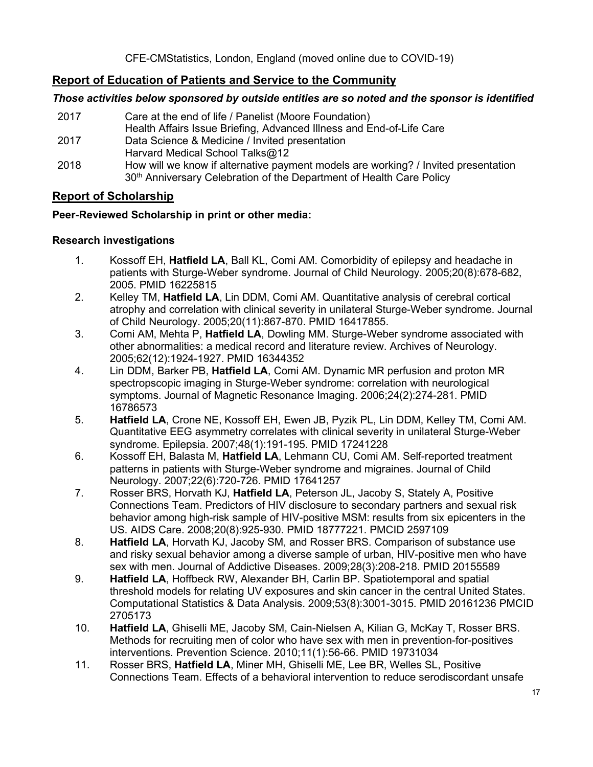CFE-CMStatistics, London, England (moved online due to COVID-19)

## Report of Education of Patients and Service to the Community

***Those activities below sponsored by outside entities are so noted and the sponsor is identified***

| | |
|---|---|
| 2017 | Care at the end of life / Panelist (Moore Foundation)<br>Health Affairs Issue Briefing, Advanced Illness and End-of-Life Care |
| 2017 | Data Science & Medicine / Invited presentation<br>Harvard Medical School Talks@12 |
| 2018 | How will we know if alternative payment models are working? / Invited presentation<br>30th Anniversary Celebration of the Department of Health Care Policy |

## Report of Scholarship

**Peer-Reviewed Scholarship in print or other media:**

**Research investigations**

1. Kossoff EH, **Hatfield LA**, Ball KL, Comi AM. Comorbidity of epilepsy and headache in patients with Sturge-Weber syndrome. Journal of Child Neurology. 2005;20(8):678-682, 2005. PMID 16225815
2. Kelley TM, **Hatfield LA**, Lin DDM, Comi AM. Quantitative analysis of cerebral cortical atrophy and correlation with clinical severity in unilateral Sturge-Weber syndrome. Journal of Child Neurology. 2005;20(11):867-870. PMID 16417855.
3. Comi AM, Mehta P, **Hatfield LA**, Dowling MM. Sturge-Weber syndrome associated with other abnormalities: a medical record and literature review. Archives of Neurology. 2005;62(12):1924-1927. PMID 16344352
4. Lin DDM, Barker PB, **Hatfield LA**, Comi AM. Dynamic MR perfusion and proton MR spectropscopic imaging in Sturge-Weber syndrome: correlation with neurological symptoms. Journal of Magnetic Resonance Imaging. 2006;24(2):274-281. PMID 16786573
5. **Hatfield LA**, Crone NE, Kossoff EH, Ewen JB, Pyzik PL, Lin DDM, Kelley TM, Comi AM. Quantitative EEG asymmetry correlates with clinical severity in unilateral Sturge-Weber syndrome. Epilepsia. 2007;48(1):191-195. PMID 17241228
6. Kossoff EH, Balasta M, **Hatfield LA**, Lehmann CU, Comi AM. Self-reported treatment patterns in patients with Sturge-Weber syndrome and migraines. Journal of Child Neurology. 2007;22(6):720-726. PMID 17641257
7. Rosser BRS, Horvath KJ, **Hatfield LA**, Peterson JL, Jacoby S, Stately A, Positive Connections Team. Predictors of HIV disclosure to secondary partners and sexual risk behavior among high-risk sample of HIV-positive MSM: results from six epicenters in the US. AIDS Care. 2008;20(8):925-930. PMID 18777221. PMCID 2597109
8. **Hatfield LA**, Horvath KJ, Jacoby SM, and Rosser BRS. Comparison of substance use and risky sexual behavior among a diverse sample of urban, HIV-positive men who have sex with men. Journal of Addictive Diseases. 2009;28(3):208-218. PMID 20155589
9. **Hatfield LA**, Hoffbeck RW, Alexander BH, Carlin BP. Spatiotemporal and spatial threshold models for relating UV exposures and skin cancer in the central United States. Computational Statistics & Data Analysis. 2009;53(8):3001-3015. PMID 20161236 PMCID 2705173
10. **Hatfield LA**, Ghiselli ME, Jacoby SM, Cain-Nielsen A, Kilian G, McKay T, Rosser BRS. Methods for recruiting men of color who have sex with men in prevention-for-positives interventions. Prevention Science. 2010;11(1):56-66. PMID 19731034
11. Rosser BRS, **Hatfield LA**, Miner MH, Ghiselli ME, Lee BR, Welles SL, Positive Connections Team. Effects of a behavioral intervention to reduce serodiscordant unsafe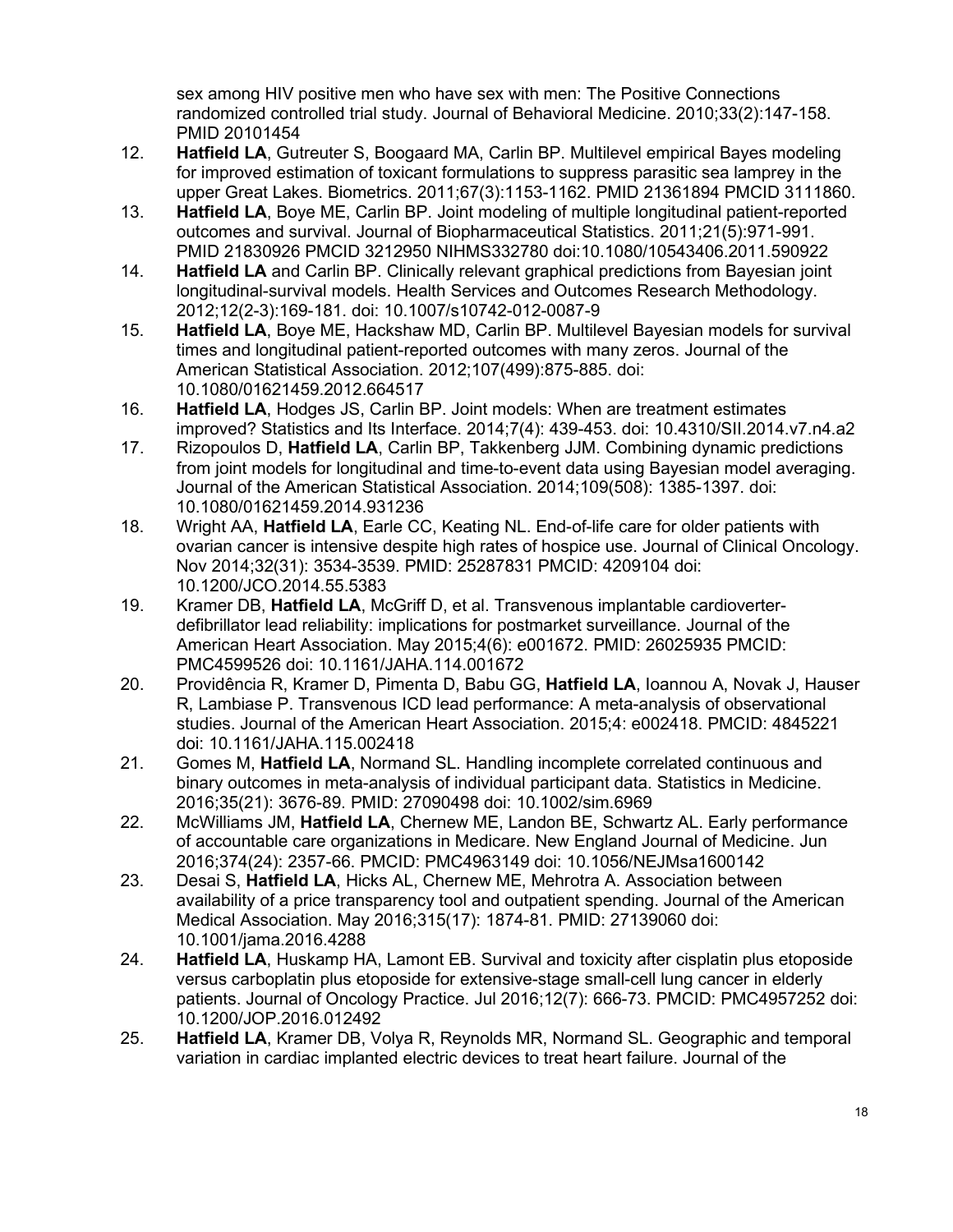sex among HIV positive men who have sex with men: The Positive Connections randomized controlled trial study. Journal of Behavioral Medicine. 2010;33(2):147-158. PMID 20101454

12. **Hatfield LA**, Gutreuter S, Boogaard MA, Carlin BP. Multilevel empirical Bayes modeling for improved estimation of toxicant formulations to suppress parasitic sea lamprey in the upper Great Lakes. Biometrics. 2011;67(3):1153-1162. PMID 21361894 PMCID 3111860.
13. **Hatfield LA**, Boye ME, Carlin BP. Joint modeling of multiple longitudinal patient-reported outcomes and survival. Journal of Biopharmaceutical Statistics. 2011;21(5):971-991. PMID 21830926 PMCID 3212950 NIHMS332780 doi:10.1080/10543406.2011.590922
14. **Hatfield LA** and Carlin BP. Clinically relevant graphical predictions from Bayesian joint longitudinal-survival models. Health Services and Outcomes Research Methodology. 2012;12(2-3):169-181. doi: 10.1007/s10742-012-0087-9
15. **Hatfield LA**, Boye ME, Hackshaw MD, Carlin BP. Multilevel Bayesian models for survival times and longitudinal patient-reported outcomes with many zeros. Journal of the American Statistical Association. 2012;107(499):875-885. doi: 10.1080/01621459.2012.664517
16. **Hatfield LA**, Hodges JS, Carlin BP. Joint models: When are treatment estimates improved? Statistics and Its Interface. 2014;7(4): 439-453. doi: 10.4310/SII.2014.v7.n4.a2
17. Rizopoulos D, **Hatfield LA**, Carlin BP, Takkenberg JJM. Combining dynamic predictions from joint models for longitudinal and time-to-event data using Bayesian model averaging. Journal of the American Statistical Association. 2014;109(508): 1385-1397. doi: 10.1080/01621459.2014.931236
18. Wright AA, **Hatfield LA**, Earle CC, Keating NL. End-of-life care for older patients with ovarian cancer is intensive despite high rates of hospice use. Journal of Clinical Oncology. Nov 2014;32(31): 3534-3539. PMID: 25287831 PMCID: 4209104 doi: 10.1200/JCO.2014.55.5383
19. Kramer DB, **Hatfield LA**, McGriff D, et al. Transvenous implantable cardioverter-defibrillator lead reliability: implications for postmarket surveillance. Journal of the American Heart Association. May 2015;4(6): e001672. PMID: 26025935 PMCID: PMC4599526 doi: 10.1161/JAHA.114.001672
20. Providência R, Kramer D, Pimenta D, Babu GG, **Hatfield LA**, Ioannou A, Novak J, Hauser R, Lambiase P. Transvenous ICD lead performance: A meta-analysis of observational studies. Journal of the American Heart Association. 2015;4: e002418. PMCID: 4845221 doi: 10.1161/JAHA.115.002418
21. Gomes M, **Hatfield LA**, Normand SL. Handling incomplete correlated continuous and binary outcomes in meta-analysis of individual participant data. Statistics in Medicine. 2016;35(21): 3676-89. PMID: 27090498 doi: 10.1002/sim.6969
22. McWilliams JM, **Hatfield LA**, Chernew ME, Landon BE, Schwartz AL. Early performance of accountable care organizations in Medicare. New England Journal of Medicine. Jun 2016;374(24): 2357-66. PMCID: PMC4963149 doi: 10.1056/NEJMsa1600142
23. Desai S, **Hatfield LA**, Hicks AL, Chernew ME, Mehrotra A. Association between availability of a price transparency tool and outpatient spending. Journal of the American Medical Association. May 2016;315(17): 1874-81. PMID: 27139060 doi: 10.1001/jama.2016.4288
24. **Hatfield LA**, Huskamp HA, Lamont EB. Survival and toxicity after cisplatin plus etoposide versus carboplatin plus etoposide for extensive-stage small-cell lung cancer in elderly patients. Journal of Oncology Practice. Jul 2016;12(7): 666-73. PMCID: PMC4957252 doi: 10.1200/JOP.2016.012492
25. **Hatfield LA**, Kramer DB, Volya R, Reynolds MR, Normand SL. Geographic and temporal variation in cardiac implanted electric devices to treat heart failure. Journal of the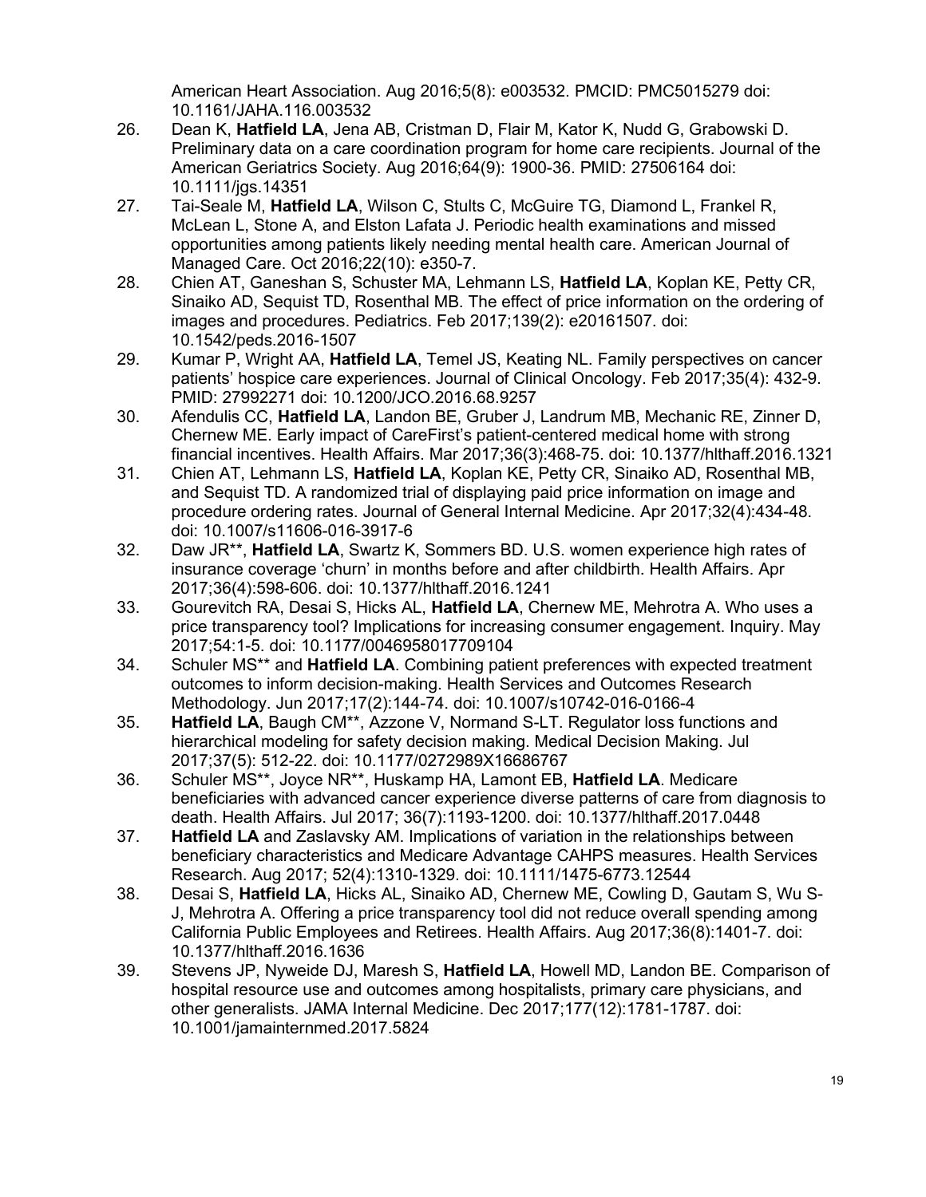American Heart Association. Aug 2016;5(8): e003532. PMCID: PMC5015279 doi: 10.1161/JAHA.116.003532

26. Dean K, **Hatfield LA**, Jena AB, Cristman D, Flair M, Kator K, Nudd G, Grabowski D. Preliminary data on a care coordination program for home care recipients. Journal of the American Geriatrics Society. Aug 2016;64(9): 1900-36. PMID: 27506164 doi: 10.1111/jgs.14351
27. Tai-Seale M, **Hatfield LA**, Wilson C, Stults C, McGuire TG, Diamond L, Frankel R, McLean L, Stone A, and Elston Lafata J. Periodic health examinations and missed opportunities among patients likely needing mental health care. American Journal of Managed Care. Oct 2016;22(10): e350-7.
28. Chien AT, Ganeshan S, Schuster MA, Lehmann LS, **Hatfield LA**, Koplan KE, Petty CR, Sinaiko AD, Sequist TD, Rosenthal MB. The effect of price information on the ordering of images and procedures. Pediatrics. Feb 2017;139(2): e20161507. doi: 10.1542/peds.2016-1507
29. Kumar P, Wright AA, **Hatfield LA**, Temel JS, Keating NL. Family perspectives on cancer patients' hospice care experiences. Journal of Clinical Oncology. Feb 2017;35(4): 432-9. PMID: 27992271 doi: 10.1200/JCO.2016.68.9257
30. Afendulis CC, **Hatfield LA**, Landon BE, Gruber J, Landrum MB, Mechanic RE, Zinner D, Chernew ME. Early impact of CareFirst's patient-centered medical home with strong financial incentives. Health Affairs. Mar 2017;36(3):468-75. doi: 10.1377/hlthaff.2016.1321
31. Chien AT, Lehmann LS, **Hatfield LA**, Koplan KE, Petty CR, Sinaiko AD, Rosenthal MB, and Sequist TD. A randomized trial of displaying paid price information on image and procedure ordering rates. Journal of General Internal Medicine. Apr 2017;32(4):434-48. doi: 10.1007/s11606-016-3917-6
32. Daw JR**, **Hatfield LA**, Swartz K, Sommers BD. U.S. women experience high rates of insurance coverage 'churn' in months before and after childbirth. Health Affairs. Apr 2017;36(4):598-606. doi: 10.1377/hlthaff.2016.1241
33. Gourevitch RA, Desai S, Hicks AL, **Hatfield LA**, Chernew ME, Mehrotra A. Who uses a price transparency tool? Implications for increasing consumer engagement. Inquiry. May 2017;54:1-5. doi: 10.1177/0046958017709104
34. Schuler MS** and **Hatfield LA**. Combining patient preferences with expected treatment outcomes to inform decision-making. Health Services and Outcomes Research Methodology. Jun 2017;17(2):144-74. doi: 10.1007/s10742-016-0166-4
35. **Hatfield LA**, Baugh CM**, Azzone V, Normand S-LT. Regulator loss functions and hierarchical modeling for safety decision making. Medical Decision Making. Jul 2017;37(5): 512-22. doi: 10.1177/0272989X16686767
36. Schuler MS**, Joyce NR**, Huskamp HA, Lamont EB, **Hatfield LA**. Medicare beneficiaries with advanced cancer experience diverse patterns of care from diagnosis to death. Health Affairs. Jul 2017; 36(7):1193-1200. doi: 10.1377/hlthaff.2017.0448
37. **Hatfield LA** and Zaslavsky AM. Implications of variation in the relationships between beneficiary characteristics and Medicare Advantage CAHPS measures. Health Services Research. Aug 2017; 52(4):1310-1329. doi: 10.1111/1475-6773.12544
38. Desai S, **Hatfield LA**, Hicks AL, Sinaiko AD, Chernew ME, Cowling D, Gautam S, Wu S-J, Mehrotra A. Offering a price transparency tool did not reduce overall spending among California Public Employees and Retirees. Health Affairs. Aug 2017;36(8):1401-7. doi: 10.1377/hlthaff.2016.1636
39. Stevens JP, Nyweide DJ, Maresh S, **Hatfield LA**, Howell MD, Landon BE. Comparison of hospital resource use and outcomes among hospitalists, primary care physicians, and other generalists. JAMA Internal Medicine. Dec 2017;177(12):1781-1787. doi: 10.1001/jamainternmed.2017.5824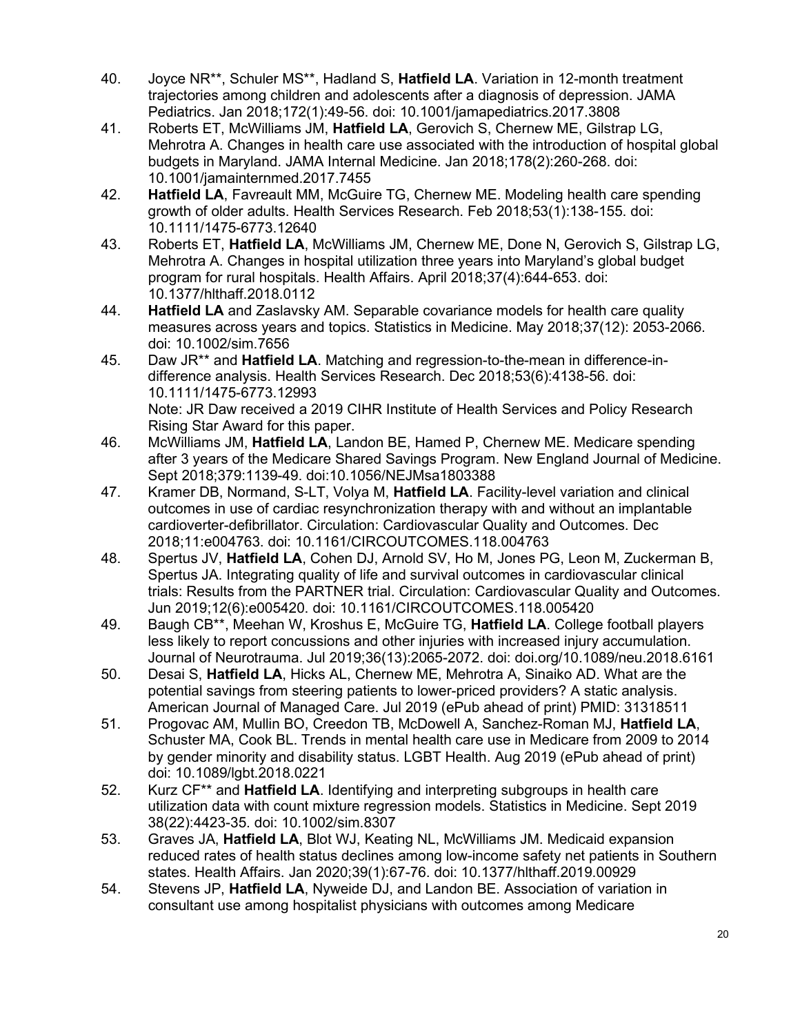40. Joyce NR**, Schuler MS**, Hadland S, **Hatfield LA**. Variation in 12-month treatment trajectories among children and adolescents after a diagnosis of depression. JAMA Pediatrics. Jan 2018;172(1):49-56. doi: 10.1001/jamapediatrics.2017.3808
41. Roberts ET, McWilliams JM, **Hatfield LA**, Gerovich S, Chernew ME, Gilstrap LG, Mehrotra A. Changes in health care use associated with the introduction of hospital global budgets in Maryland. JAMA Internal Medicine. Jan 2018;178(2):260-268. doi: 10.1001/jamainternmed.2017.7455
42. **Hatfield LA**, Favreault MM, McGuire TG, Chernew ME. Modeling health care spending growth of older adults. Health Services Research. Feb 2018;53(1):138-155. doi: 10.1111/1475-6773.12640
43. Roberts ET, **Hatfield LA**, McWilliams JM, Chernew ME, Done N, Gerovich S, Gilstrap LG, Mehrotra A. Changes in hospital utilization three years into Maryland's global budget program for rural hospitals. Health Affairs. April 2018;37(4):644-653. doi: 10.1377/hlthaff.2018.0112
44. **Hatfield LA** and Zaslavsky AM. Separable covariance models for health care quality measures across years and topics. Statistics in Medicine. May 2018;37(12): 2053-2066. doi: 10.1002/sim.7656
45. Daw JR** and **Hatfield LA**. Matching and regression-to-the-mean in difference-in-difference analysis. Health Services Research. Dec 2018;53(6):4138-56. doi: 10.1111/1475-6773.12993
    Note: JR Daw received a 2019 CIHR Institute of Health Services and Policy Research Rising Star Award for this paper.
46. McWilliams JM, **Hatfield LA**, Landon BE, Hamed P, Chernew ME. Medicare spending after 3 years of the Medicare Shared Savings Program. New England Journal of Medicine. Sept 2018;379:1139-49. doi:10.1056/NEJMsa1803388
47. Kramer DB, Normand, S-LT, Volya M, **Hatfield LA**. Facility-level variation and clinical outcomes in use of cardiac resynchronization therapy with and without an implantable cardioverter-defibrillator. Circulation: Cardiovascular Quality and Outcomes. Dec 2018;11:e004763. doi: 10.1161/CIRCOUTCOMES.118.004763
48. Spertus JV, **Hatfield LA**, Cohen DJ, Arnold SV, Ho M, Jones PG, Leon M, Zuckerman B, Spertus JA. Integrating quality of life and survival outcomes in cardiovascular clinical trials: Results from the PARTNER trial. Circulation: Cardiovascular Quality and Outcomes. Jun 2019;12(6):e005420. doi: 10.1161/CIRCOUTCOMES.118.005420
49. Baugh CB**, Meehan W, Kroshus E, McGuire TG, **Hatfield LA**. College football players less likely to report concussions and other injuries with increased injury accumulation. Journal of Neurotrauma. Jul 2019;36(13):2065-2072. doi: doi.org/10.1089/neu.2018.6161
50. Desai S, **Hatfield LA**, Hicks AL, Chernew ME, Mehrotra A, Sinaiko AD. What are the potential savings from steering patients to lower-priced providers? A static analysis. American Journal of Managed Care. Jul 2019 (ePub ahead of print) PMID: 31318511
51. Progovac AM, Mullin BO, Creedon TB, McDowell A, Sanchez-Roman MJ, **Hatfield LA**, Schuster MA, Cook BL. Trends in mental health care use in Medicare from 2009 to 2014 by gender minority and disability status. LGBT Health. Aug 2019 (ePub ahead of print) doi: 10.1089/lgbt.2018.0221
52. Kurz CF** and **Hatfield LA**. Identifying and interpreting subgroups in health care utilization data with count mixture regression models. Statistics in Medicine. Sept 2019 38(22):4423-35. doi: 10.1002/sim.8307
53. Graves JA, **Hatfield LA**, Blot WJ, Keating NL, McWilliams JM. Medicaid expansion reduced rates of health status declines among low-income safety net patients in Southern states. Health Affairs. Jan 2020;39(1):67-76. doi: 10.1377/hlthaff.2019.00929
54. Stevens JP, **Hatfield LA**, Nyweide DJ, and Landon BE. Association of variation in consultant use among hospitalist physicians with outcomes among Medicare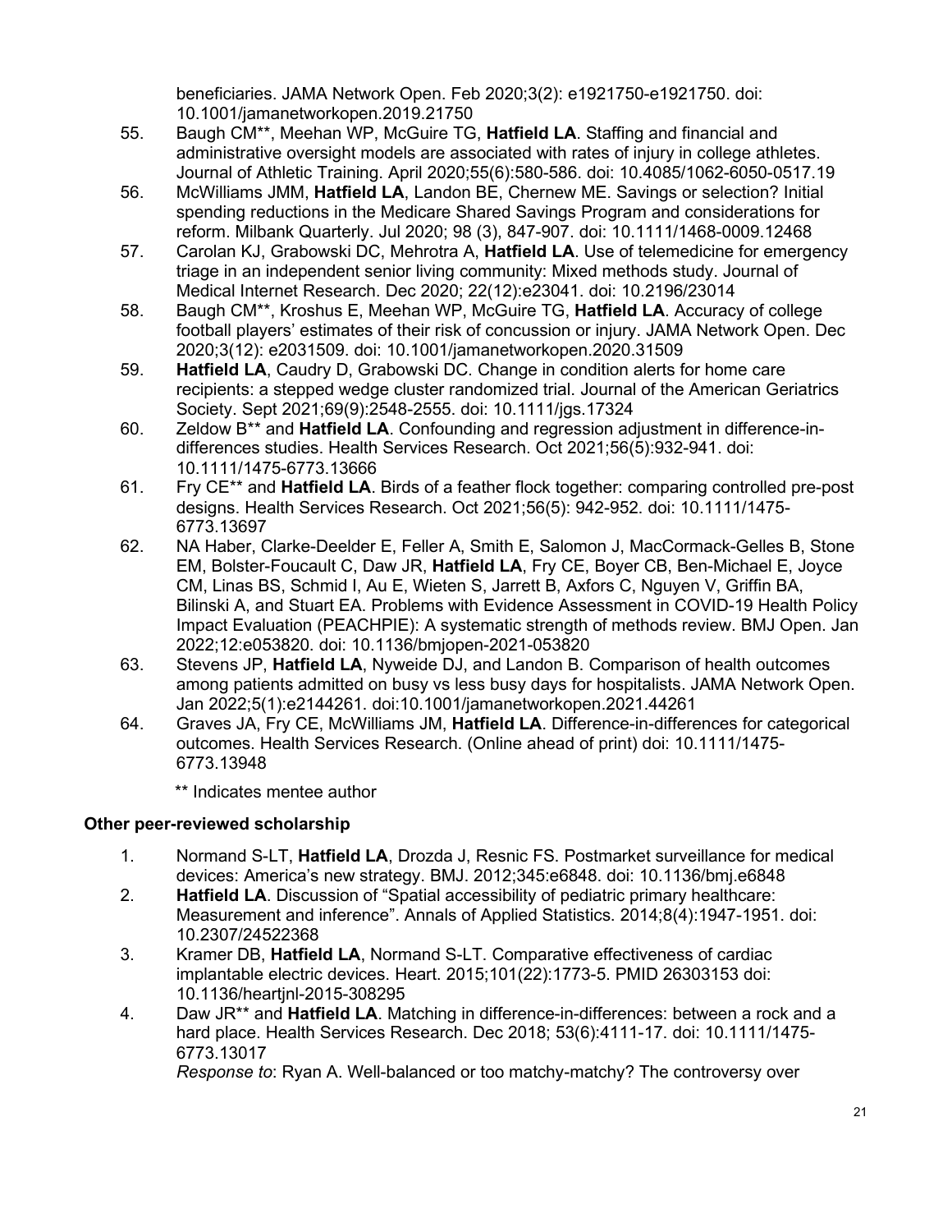beneficiaries. JAMA Network Open. Feb 2020;3(2): e1921750-e1921750. doi: 10.1001/jamanetworkopen.2019.21750

55. Baugh CM**, Meehan WP, McGuire TG, **Hatfield LA**. Staffing and financial and administrative oversight models are associated with rates of injury in college athletes. Journal of Athletic Training. April 2020;55(6):580-586. doi: 10.4085/1062-6050-0517.19
56. McWilliams JMM, **Hatfield LA**, Landon BE, Chernew ME. Savings or selection? Initial spending reductions in the Medicare Shared Savings Program and considerations for reform. Milbank Quarterly. Jul 2020; 98 (3), 847-907. doi: 10.1111/1468-0009.12468
57. Carolan KJ, Grabowski DC, Mehrotra A, **Hatfield LA**. Use of telemedicine for emergency triage in an independent senior living community: Mixed methods study. Journal of Medical Internet Research. Dec 2020; 22(12):e23041. doi: 10.2196/23014
58. Baugh CM**, Kroshus E, Meehan WP, McGuire TG, **Hatfield LA**. Accuracy of college football players' estimates of their risk of concussion or injury. JAMA Network Open. Dec 2020;3(12): e2031509. doi: 10.1001/jamanetworkopen.2020.31509
59. **Hatfield LA**, Caudry D, Grabowski DC. Change in condition alerts for home care recipients: a stepped wedge cluster randomized trial. Journal of the American Geriatrics Society. Sept 2021;69(9):2548-2555. doi: 10.1111/jgs.17324
60. Zeldow B** and **Hatfield LA**. Confounding and regression adjustment in difference-in-differences studies. Health Services Research. Oct 2021;56(5):932-941. doi: 10.1111/1475-6773.13666
61. Fry CE** and **Hatfield LA**. Birds of a feather flock together: comparing controlled pre-post designs. Health Services Research. Oct 2021;56(5): 942-952. doi: 10.1111/1475-6773.13697
62. NA Haber, Clarke-Deelder E, Feller A, Smith E, Salomon J, MacCormack-Gelles B, Stone EM, Bolster-Foucault C, Daw JR, **Hatfield LA**, Fry CE, Boyer CB, Ben-Michael E, Joyce CM, Linas BS, Schmid I, Au E, Wieten S, Jarrett B, Axfors C, Nguyen V, Griffin BA, Bilinski A, and Stuart EA. Problems with Evidence Assessment in COVID-19 Health Policy Impact Evaluation (PEACHPIE): A systematic strength of methods review. BMJ Open. Jan 2022;12:e053820. doi: 10.1136/bmjopen-2021-053820
63. Stevens JP, **Hatfield LA**, Nyweide DJ, and Landon B. Comparison of health outcomes among patients admitted on busy vs less busy days for hospitalists. JAMA Network Open. Jan 2022;5(1):e2144261. doi:10.1001/jamanetworkopen.2021.44261
64. Graves JA, Fry CE, McWilliams JM, **Hatfield LA**. Difference-in-differences for categorical outcomes. Health Services Research. (Online ahead of print) doi: 10.1111/1475-6773.13948

** Indicates mentee author

**Other peer-reviewed scholarship**

1. Normand S-LT, **Hatfield LA**, Drozda J, Resnic FS. Postmarket surveillance for medical devices: America's new strategy. BMJ. 2012;345:e6848. doi: 10.1136/bmj.e6848
2. **Hatfield LA**. Discussion of "Spatial accessibility of pediatric primary healthcare: Measurement and inference". Annals of Applied Statistics. 2014;8(4):1947-1951. doi: 10.2307/24522368
3. Kramer DB, **Hatfield LA**, Normand S-LT. Comparative effectiveness of cardiac implantable electric devices. Heart. 2015;101(22):1773-5. PMID 26303153 doi: 10.1136/heartjnl-2015-308295
4. Daw JR** and **Hatfield LA**. Matching in difference-in-differences: between a rock and a hard place. Health Services Research. Dec 2018; 53(6):4111-17. doi: 10.1111/1475-6773.13017
   *Response to*: Ryan A. Well-balanced or too matchy-matchy? The controversy over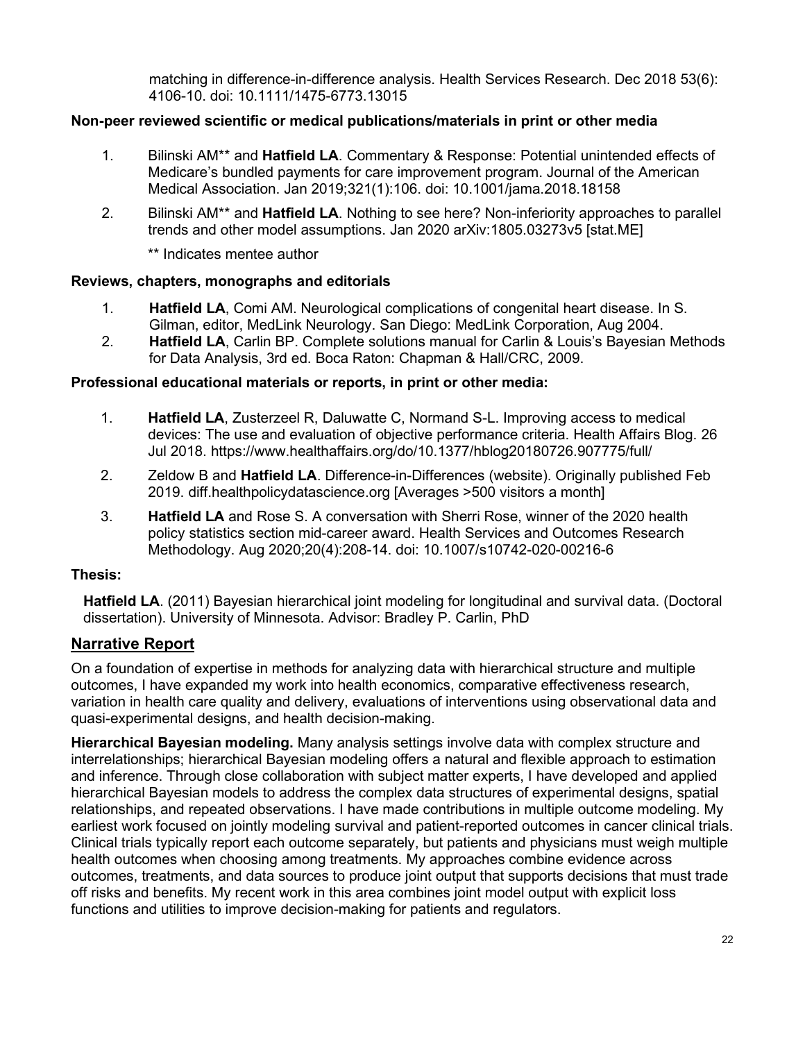matching in difference-in-difference analysis. Health Services Research. Dec 2018 53(6): 4106-10. doi: 10.1111/1475-6773.13015

**Non-peer reviewed scientific or medical publications/materials in print or other media**

1. Bilinski AM** and **Hatfield LA**. Commentary & Response: Potential unintended effects of Medicare's bundled payments for care improvement program. Journal of the American Medical Association. Jan 2019;321(1):106. doi: 10.1001/jama.2018.18158
2. Bilinski AM** and **Hatfield LA**. Nothing to see here? Non-inferiority approaches to parallel trends and other model assumptions. Jan 2020 arXiv:1805.03273v5 [stat.ME]

   ** Indicates mentee author

**Reviews, chapters, monographs and editorials**

1. **Hatfield LA**, Comi AM. Neurological complications of congenital heart disease. In S. Gilman, editor, MedLink Neurology. San Diego: MedLink Corporation, Aug 2004.
2. **Hatfield LA**, Carlin BP. Complete solutions manual for Carlin & Louis's Bayesian Methods for Data Analysis, 3rd ed. Boca Raton: Chapman & Hall/CRC, 2009.

**Professional educational materials or reports, in print or other media:**

1. **Hatfield LA**, Zusterzeel R, Daluwatte C, Normand S-L. Improving access to medical devices: The use and evaluation of objective performance criteria. Health Affairs Blog. 26 Jul 2018. https://www.healthaffairs.org/do/10.1377/hblog20180726.907775/full/
2. Zeldow B and **Hatfield LA**. Difference-in-Differences (website). Originally published Feb 2019. diff.healthpolicydatascience.org [Averages >500 visitors a month]
3. **Hatfield LA** and Rose S. A conversation with Sherri Rose, winner of the 2020 health policy statistics section mid-career award. Health Services and Outcomes Research Methodology. Aug 2020;20(4):208-14. doi: 10.1007/s10742-020-00216-6

**Thesis:**

**Hatfield LA**. (2011) Bayesian hierarchical joint modeling for longitudinal and survival data. (Doctoral dissertation). University of Minnesota. Advisor: Bradley P. Carlin, PhD

## Narrative Report

On a foundation of expertise in methods for analyzing data with hierarchical structure and multiple outcomes, I have expanded my work into health economics, comparative effectiveness research, variation in health care quality and delivery, evaluations of interventions using observational data and quasi-experimental designs, and health decision-making.

**Hierarchical Bayesian modeling.** Many analysis settings involve data with complex structure and interrelationships; hierarchical Bayesian modeling offers a natural and flexible approach to estimation and inference. Through close collaboration with subject matter experts, I have developed and applied hierarchical Bayesian models to address the complex data structures of experimental designs, spatial relationships, and repeated observations. I have made contributions in multiple outcome modeling. My earliest work focused on jointly modeling survival and patient-reported outcomes in cancer clinical trials. Clinical trials typically report each outcome separately, but patients and physicians must weigh multiple health outcomes when choosing among treatments. My approaches combine evidence across outcomes, treatments, and data sources to produce joint output that supports decisions that must trade off risks and benefits. My recent work in this area combines joint model output with explicit loss functions and utilities to improve decision-making for patients and regulators.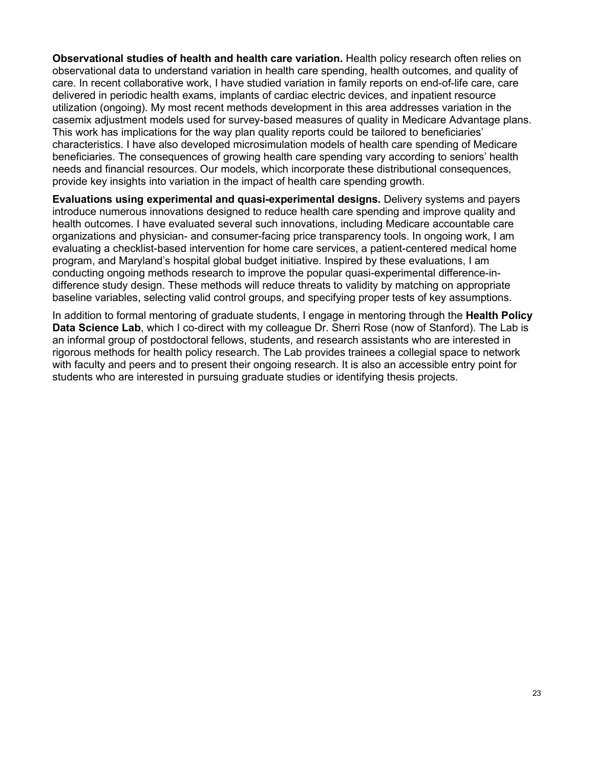**Observational studies of health and health care variation.** Health policy research often relies on observational data to understand variation in health care spending, health outcomes, and quality of care. In recent collaborative work, I have studied variation in family reports on end-of-life care, care delivered in periodic health exams, implants of cardiac electric devices, and inpatient resource utilization (ongoing). My most recent methods development in this area addresses variation in the casemix adjustment models used for survey-based measures of quality in Medicare Advantage plans. This work has implications for the way plan quality reports could be tailored to beneficiaries' characteristics. I have also developed microsimulation models of health care spending of Medicare beneficiaries. The consequences of growing health care spending vary according to seniors' health needs and financial resources. Our models, which incorporate these distributional consequences, provide key insights into variation in the impact of health care spending growth.

**Evaluations using experimental and quasi-experimental designs.** Delivery systems and payers introduce numerous innovations designed to reduce health care spending and improve quality and health outcomes. I have evaluated several such innovations, including Medicare accountable care organizations and physician- and consumer-facing price transparency tools. In ongoing work, I am evaluating a checklist-based intervention for home care services, a patient-centered medical home program, and Maryland's hospital global budget initiative. Inspired by these evaluations, I am conducting ongoing methods research to improve the popular quasi-experimental difference-in-difference study design. These methods will reduce threats to validity by matching on appropriate baseline variables, selecting valid control groups, and specifying proper tests of key assumptions.

In addition to formal mentoring of graduate students, I engage in mentoring through the **Health Policy Data Science Lab**, which I co-direct with my colleague Dr. Sherri Rose (now of Stanford). The Lab is an informal group of postdoctoral fellows, students, and research assistants who are interested in rigorous methods for health policy research. The Lab provides trainees a collegial space to network with faculty and peers and to present their ongoing research. It is also an accessible entry point for students who are interested in pursuing graduate studies or identifying thesis projects.